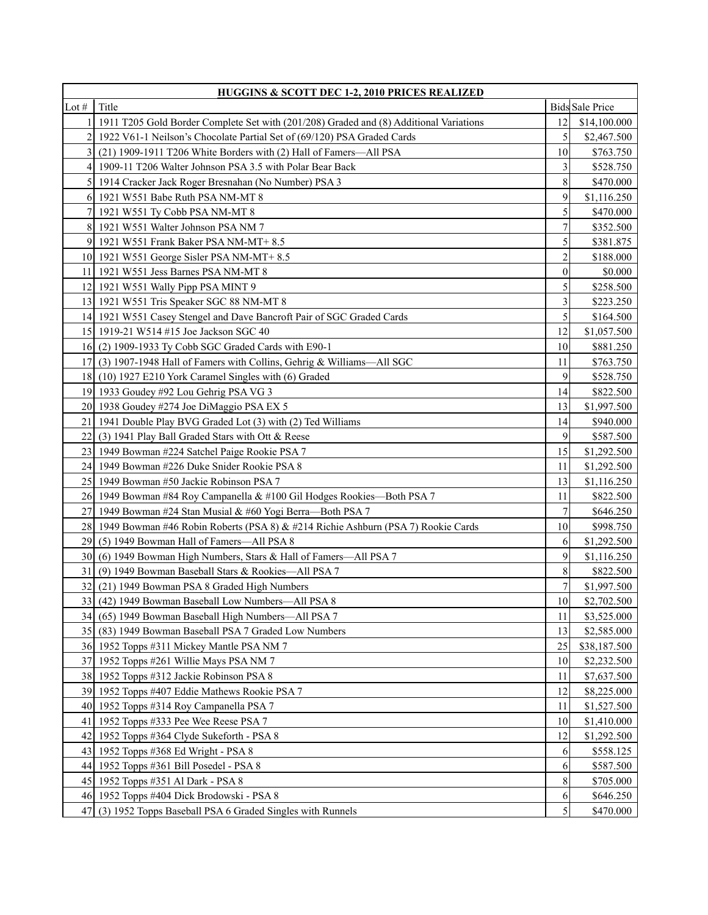| HUGGINS & SCOTT DEC 1-2, 2010 PRICES REALIZED | | | |
|---|---|---|---|
| Lot # | Title | Bids | Sale Price |
| 1 | 1911 T205 Gold Border Complete Set with (201/208) Graded and (8) Additional Variations | 12 | $14,100.000 |
| 2 | 1922 V61-1 Neilson's Chocolate Partial Set of (69/120) PSA Graded Cards | 5 | $2,467.500 |
| 3 | (21) 1909-1911 T206 White Borders with (2) Hall of Famers—All PSA | 10 | $763.750 |
| 4 | 1909-11 T206 Walter Johnson PSA 3.5 with Polar Bear Back | 3 | $528.750 |
| 5 | 1914 Cracker Jack Roger Bresnahan (No Number) PSA 3 | 8 | $470.000 |
| 6 | 1921 W551 Babe Ruth PSA NM-MT 8 | 9 | $1,116.250 |
| 7 | 1921 W551 Ty Cobb PSA NM-MT 8 | 5 | $470.000 |
| 8 | 1921 W551 Walter Johnson PSA NM 7 | 7 | $352.500 |
| 9 | 1921 W551 Frank Baker PSA NM-MT+ 8.5 | 5 | $381.875 |
| 10 | 1921 W551 George Sisler PSA NM-MT+ 8.5 | 2 | $188.000 |
| 11 | 1921 W551 Jess Barnes PSA NM-MT 8 | 0 | $0.000 |
| 12 | 1921 W551 Wally Pipp PSA MINT 9 | 5 | $258.500 |
| 13 | 1921 W551 Tris Speaker SGC 88 NM-MT 8 | 3 | $223.250 |
| 14 | 1921 W551 Casey Stengel and Dave Bancroft Pair of SGC Graded Cards | 5 | $164.500 |
| 15 | 1919-21 W514 #15 Joe Jackson SGC 40 | 12 | $1,057.500 |
| 16 | (2) 1909-1933 Ty Cobb SGC Graded Cards with E90-1 | 10 | $881.250 |
| 17 | (3) 1907-1948 Hall of Famers with Collins, Gehrig & Williams—All SGC | 11 | $763.750 |
| 18 | (10) 1927 E210 York Caramel Singles with (6) Graded | 9 | $528.750 |
| 19 | 1933 Goudey #92 Lou Gehrig PSA VG 3 | 14 | $822.500 |
| 20 | 1938 Goudey #274 Joe DiMaggio PSA EX 5 | 13 | $1,997.500 |
| 21 | 1941 Double Play BVG Graded Lot (3) with (2) Ted Williams | 14 | $940.000 |
| 22 | (3) 1941 Play Ball Graded Stars with Ott & Reese | 9 | $587.500 |
| 23 | 1949 Bowman #224 Satchel Paige Rookie PSA 7 | 15 | $1,292.500 |
| 24 | 1949 Bowman #226 Duke Snider Rookie PSA 8 | 11 | $1,292.500 |
| 25 | 1949 Bowman #50 Jackie Robinson PSA 7 | 13 | $1,116.250 |
| 26 | 1949 Bowman #84 Roy Campanella & #100 Gil Hodges Rookies—Both PSA 7 | 11 | $822.500 |
| 27 | 1949 Bowman #24 Stan Musial & #60 Yogi Berra—Both PSA 7 | 7 | $646.250 |
| 28 | 1949 Bowman #46 Robin Roberts (PSA 8) & #214 Richie Ashburn (PSA 7) Rookie Cards | 10 | $998.750 |
| 29 | (5) 1949 Bowman Hall of Famers—All PSA 8 | 6 | $1,292.500 |
| 30 | (6) 1949 Bowman High Numbers, Stars & Hall of Famers—All PSA 7 | 9 | $1,116.250 |
| 31 | (9) 1949 Bowman Baseball Stars & Rookies—All PSA 7 | 8 | $822.500 |
| 32 | (21) 1949 Bowman PSA 8 Graded High Numbers | 7 | $1,997.500 |
| 33 | (42) 1949 Bowman Baseball Low Numbers—All PSA 8 | 10 | $2,702.500 |
| 34 | (65) 1949 Bowman Baseball High Numbers—All PSA 7 | 11 | $3,525.000 |
| 35 | (83) 1949 Bowman Baseball PSA 7 Graded Low Numbers | 13 | $2,585.000 |
| 36 | 1952 Topps #311 Mickey Mantle PSA NM 7 | 25 | $38,187.500 |
| 37 | 1952 Topps #261 Willie Mays PSA NM 7 | 10 | $2,232.500 |
| 38 | 1952 Topps #312 Jackie Robinson PSA 8 | 11 | $7,637.500 |
| 39 | 1952 Topps #407 Eddie Mathews Rookie PSA 7 | 12 | $8,225.000 |
| 40 | 1952 Topps #314 Roy Campanella PSA 7 | 11 | $1,527.500 |
| 41 | 1952 Topps #333 Pee Wee Reese PSA 7 | 10 | $1,410.000 |
| 42 | 1952 Topps #364 Clyde Sukeforth - PSA 8 | 12 | $1,292.500 |
| 43 | 1952 Topps #368 Ed Wright - PSA 8 | 6 | $558.125 |
| 44 | 1952 Topps #361 Bill Posedel - PSA 8 | 6 | $587.500 |
| 45 | 1952 Topps #351 Al Dark - PSA 8 | 8 | $705.000 |
| 46 | 1952 Topps #404 Dick Brodowski - PSA 8 | 6 | $646.250 |
| 47 | (3) 1952 Topps Baseball PSA 6 Graded Singles with Runnels | 5 | $470.000 |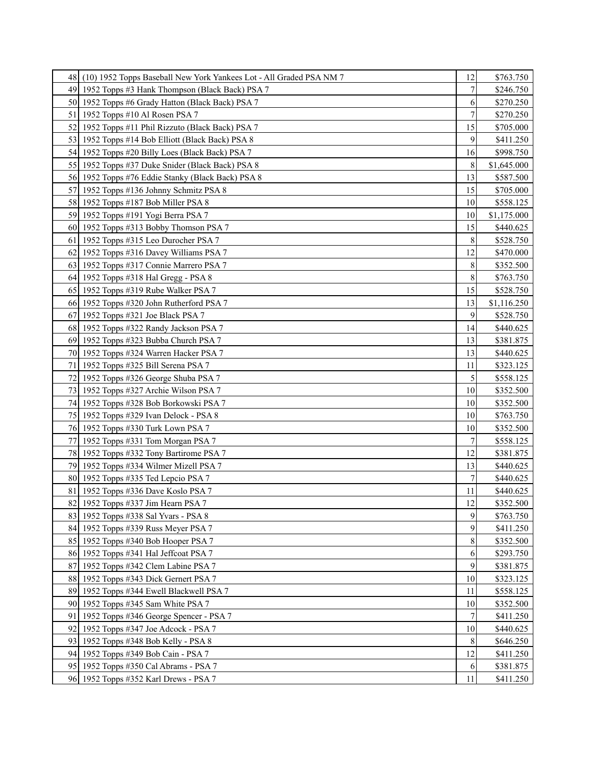| 48 | (10) 1952 Topps Baseball New York Yankees Lot - All Graded PSA NM 7 | 12 | $763.750 |
|---|---|---|---|
| 49 | 1952 Topps #3 Hank Thompson (Black Back) PSA 7 | 7 | $246.750 |
| 50 | 1952 Topps #6 Grady Hatton (Black Back) PSA 7 | 6 | $270.250 |
| 51 | 1952 Topps #10 Al Rosen PSA 7 | 7 | $270.250 |
| 52 | 1952 Topps #11 Phil Rizzuto (Black Back) PSA 7 | 15 | $705.000 |
| 53 | 1952 Topps #14 Bob Elliott (Black Back) PSA 8 | 9 | $411.250 |
| 54 | 1952 Topps #20 Billy Loes (Black Back) PSA 7 | 16 | $998.750 |
| 55 | 1952 Topps #37 Duke Snider (Black Back) PSA 8 | 8 | $1,645.000 |
| 56 | 1952 Topps #76 Eddie Stanky (Black Back) PSA 8 | 13 | $587.500 |
| 57 | 1952 Topps #136 Johnny Schmitz PSA 8 | 15 | $705.000 |
| 58 | 1952 Topps #187 Bob Miller PSA 8 | 10 | $558.125 |
| 59 | 1952 Topps #191 Yogi Berra PSA 7 | 10 | $1,175.000 |
| 60 | 1952 Topps #313 Bobby Thomson PSA 7 | 15 | $440.625 |
| 61 | 1952 Topps #315 Leo Durocher PSA 7 | 8 | $528.750 |
| 62 | 1952 Topps #316 Davey Williams PSA 7 | 12 | $470.000 |
| 63 | 1952 Topps #317 Connie Marrero PSA 7 | 8 | $352.500 |
| 64 | 1952 Topps #318 Hal Gregg - PSA 8 | 8 | $763.750 |
| 65 | 1952 Topps #319 Rube Walker PSA 7 | 15 | $528.750 |
| 66 | 1952 Topps #320 John Rutherford PSA 7 | 13 | $1,116.250 |
| 67 | 1952 Topps #321 Joe Black PSA 7 | 9 | $528.750 |
| 68 | 1952 Topps #322 Randy Jackson PSA 7 | 14 | $440.625 |
| 69 | 1952 Topps #323 Bubba Church PSA 7 | 13 | $381.875 |
| 70 | 1952 Topps #324 Warren Hacker PSA 7 | 13 | $440.625 |
| 71 | 1952 Topps #325 Bill Serena PSA 7 | 11 | $323.125 |
| 72 | 1952 Topps #326 George Shuba PSA 7 | 5 | $558.125 |
| 73 | 1952 Topps #327 Archie Wilson PSA 7 | 10 | $352.500 |
| 74 | 1952 Topps #328 Bob Borkowski PSA 7 | 10 | $352.500 |
| 75 | 1952 Topps #329 Ivan Delock - PSA 8 | 10 | $763.750 |
| 76 | 1952 Topps #330 Turk Lown PSA 7 | 10 | $352.500 |
| 77 | 1952 Topps #331 Tom Morgan PSA 7 | 7 | $558.125 |
| 78 | 1952 Topps #332 Tony Bartirome PSA 7 | 12 | $381.875 |
| 79 | 1952 Topps #334 Wilmer Mizell PSA 7 | 13 | $440.625 |
| 80 | 1952 Topps #335 Ted Lepcio PSA 7 | 7 | $440.625 |
| 81 | 1952 Topps #336 Dave Koslo PSA 7 | 11 | $440.625 |
| 82 | 1952 Topps #337 Jim Hearn PSA 7 | 12 | $352.500 |
| 83 | 1952 Topps #338 Sal Yvars - PSA 8 | 9 | $763.750 |
| 84 | 1952 Topps #339 Russ Meyer PSA 7 | 9 | $411.250 |
| 85 | 1952 Topps #340 Bob Hooper PSA 7 | 8 | $352.500 |
| 86 | 1952 Topps #341 Hal Jeffcoat PSA 7 | 6 | $293.750 |
| 87 | 1952 Topps #342 Clem Labine PSA 7 | 9 | $381.875 |
| 88 | 1952 Topps #343 Dick Gernert PSA 7 | 10 | $323.125 |
| 89 | 1952 Topps #344 Ewell Blackwell PSA 7 | 11 | $558.125 |
| 90 | 1952 Topps #345 Sam White PSA 7 | 10 | $352.500 |
| 91 | 1952 Topps #346 George Spencer - PSA 7 | 7 | $411.250 |
| 92 | 1952 Topps #347 Joe Adcock - PSA 7 | 10 | $440.625 |
| 93 | 1952 Topps #348 Bob Kelly - PSA 8 | 8 | $646.250 |
| 94 | 1952 Topps #349 Bob Cain - PSA 7 | 12 | $411.250 |
| 95 | 1952 Topps #350 Cal Abrams - PSA 7 | 6 | $381.875 |
| 96 | 1952 Topps #352 Karl Drews - PSA 7 | 11 | $411.250 |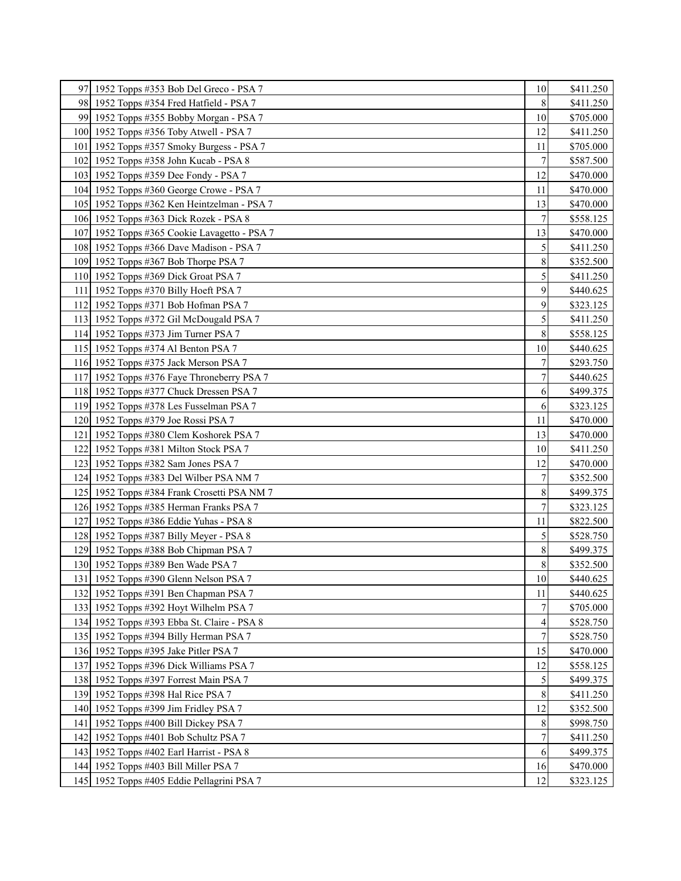| | | | |
|---|---|---|---|
| 97 | 1952 Topps #353 Bob Del Greco - PSA 7 | 10 | \$411.250 |
| 98 | 1952 Topps #354 Fred Hatfield - PSA 7 | 8 | \$411.250 |
| 99 | 1952 Topps #355 Bobby Morgan - PSA 7 | 10 | \$705.000 |
| 100 | 1952 Topps #356 Toby Atwell - PSA 7 | 12 | \$411.250 |
| 101 | 1952 Topps #357 Smoky Burgess - PSA 7 | 11 | \$705.000 |
| 102 | 1952 Topps #358 John Kucab - PSA 8 | 7 | \$587.500 |
| 103 | 1952 Topps #359 Dee Fondy - PSA 7 | 12 | \$470.000 |
| 104 | 1952 Topps #360 George Crowe - PSA 7 | 11 | \$470.000 |
| 105 | 1952 Topps #362 Ken Heintzelman - PSA 7 | 13 | \$470.000 |
| 106 | 1952 Topps #363 Dick Rozek - PSA 8 | 7 | \$558.125 |
| 107 | 1952 Topps #365 Cookie Lavagetto - PSA 7 | 13 | \$470.000 |
| 108 | 1952 Topps #366 Dave Madison - PSA 7 | 5 | \$411.250 |
| 109 | 1952 Topps #367 Bob Thorpe PSA 7 | 8 | \$352.500 |
| 110 | 1952 Topps #369 Dick Groat PSA 7 | 5 | \$411.250 |
| 111 | 1952 Topps #370 Billy Hoeft PSA 7 | 9 | \$440.625 |
| 112 | 1952 Topps #371 Bob Hofman PSA 7 | 9 | \$323.125 |
| 113 | 1952 Topps #372 Gil McDougald PSA 7 | 5 | \$411.250 |
| 114 | 1952 Topps #373 Jim Turner PSA 7 | 8 | \$558.125 |
| 115 | 1952 Topps #374 Al Benton PSA 7 | 10 | \$440.625 |
| 116 | 1952 Topps #375 Jack Merson PSA 7 | 7 | \$293.750 |
| 117 | 1952 Topps #376 Faye Throneberry PSA 7 | 7 | \$440.625 |
| 118 | 1952 Topps #377 Chuck Dressen PSA 7 | 6 | \$499.375 |
| 119 | 1952 Topps #378 Les Fusselman PSA 7 | 6 | \$323.125 |
| 120 | 1952 Topps #379 Joe Rossi PSA 7 | 11 | \$470.000 |
| 121 | 1952 Topps #380 Clem Koshorek PSA 7 | 13 | \$470.000 |
| 122 | 1952 Topps #381 Milton Stock PSA 7 | 10 | \$411.250 |
| 123 | 1952 Topps #382 Sam Jones PSA 7 | 12 | \$470.000 |
| 124 | 1952 Topps #383 Del Wilber PSA NM 7 | 7 | \$352.500 |
| 125 | 1952 Topps #384 Frank Crosetti PSA NM 7 | 8 | \$499.375 |
| 126 | 1952 Topps #385 Herman Franks PSA 7 | 7 | \$323.125 |
| 127 | 1952 Topps #386 Eddie Yuhas - PSA 8 | 11 | \$822.500 |
| 128 | 1952 Topps #387 Billy Meyer - PSA 8 | 5 | \$528.750 |
| 129 | 1952 Topps #388 Bob Chipman PSA 7 | 8 | \$499.375 |
| 130 | 1952 Topps #389 Ben Wade PSA 7 | 8 | \$352.500 |
| 131 | 1952 Topps #390 Glenn Nelson PSA 7 | 10 | \$440.625 |
| 132 | 1952 Topps #391 Ben Chapman PSA 7 | 11 | \$440.625 |
| 133 | 1952 Topps #392 Hoyt Wilhelm PSA 7 | 7 | \$705.000 |
| 134 | 1952 Topps #393 Ebba St. Claire - PSA 8 | 4 | \$528.750 |
| 135 | 1952 Topps #394 Billy Herman PSA 7 | 7 | \$528.750 |
| 136 | 1952 Topps #395 Jake Pitler PSA 7 | 15 | \$470.000 |
| 137 | 1952 Topps #396 Dick Williams PSA 7 | 12 | \$558.125 |
| 138 | 1952 Topps #397 Forrest Main PSA 7 | 5 | \$499.375 |
| 139 | 1952 Topps #398 Hal Rice PSA 7 | 8 | \$411.250 |
| 140 | 1952 Topps #399 Jim Fridley PSA 7 | 12 | \$352.500 |
| 141 | 1952 Topps #400 Bill Dickey PSA 7 | 8 | \$998.750 |
| 142 | 1952 Topps #401 Bob Schultz PSA 7 | 7 | \$411.250 |
| 143 | 1952 Topps #402 Earl Harrist - PSA 8 | 6 | \$499.375 |
| 144 | 1952 Topps #403 Bill Miller PSA 7 | 16 | \$470.000 |
| 145 | 1952 Topps #405 Eddie Pellagrini PSA 7 | 12 | \$323.125 |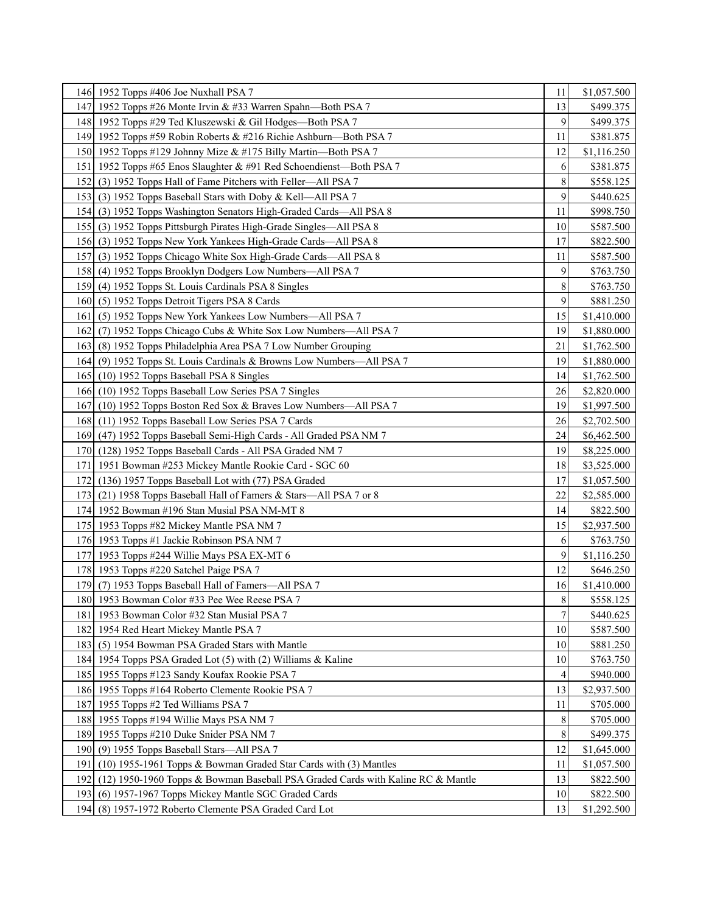| | | | |
|---|---|---|---|
| 146 | 1952 Topps #406 Joe Nuxhall PSA 7 | 11 | $1,057.500 |
| 147 | 1952 Topps #26 Monte Irvin & #33 Warren Spahn—Both PSA 7 | 13 | $499.375 |
| 148 | 1952 Topps #29 Ted Kluszewski & Gil Hodges—Both PSA 7 | 9 | $499.375 |
| 149 | 1952 Topps #59 Robin Roberts & #216 Richie Ashburn—Both PSA 7 | 11 | $381.875 |
| 150 | 1952 Topps #129 Johnny Mize & #175 Billy Martin—Both PSA 7 | 12 | $1,116.250 |
| 151 | 1952 Topps #65 Enos Slaughter & #91 Red Schoendienst—Both PSA 7 | 6 | $381.875 |
| 152 | (3) 1952 Topps Hall of Fame Pitchers with Feller—All PSA 7 | 8 | $558.125 |
| 153 | (3) 1952 Topps Baseball Stars with Doby & Kell—All PSA 7 | 9 | $440.625 |
| 154 | (3) 1952 Topps Washington Senators High-Graded Cards—All PSA 8 | 11 | $998.750 |
| 155 | (3) 1952 Topps Pittsburgh Pirates High-Grade Singles—All PSA 8 | 10 | $587.500 |
| 156 | (3) 1952 Topps New York Yankees High-Grade Cards—All PSA 8 | 17 | $822.500 |
| 157 | (3) 1952 Topps Chicago White Sox High-Grade Cards—All PSA 8 | 11 | $587.500 |
| 158 | (4) 1952 Topps Brooklyn Dodgers Low Numbers—All PSA 7 | 9 | $763.750 |
| 159 | (4) 1952 Topps St. Louis Cardinals PSA 8 Singles | 8 | $763.750 |
| 160 | (5) 1952 Topps Detroit Tigers PSA 8 Cards | 9 | $881.250 |
| 161 | (5) 1952 Topps New York Yankees Low Numbers—All PSA 7 | 15 | $1,410.000 |
| 162 | (7) 1952 Topps Chicago Cubs & White Sox Low Numbers—All PSA 7 | 19 | $1,880.000 |
| 163 | (8) 1952 Topps Philadelphia Area PSA 7 Low Number Grouping | 21 | $1,762.500 |
| 164 | (9) 1952 Topps St. Louis Cardinals & Browns Low Numbers—All PSA 7 | 19 | $1,880.000 |
| 165 | (10) 1952 Topps Baseball PSA 8 Singles | 14 | $1,762.500 |
| 166 | (10) 1952 Topps Baseball Low Series PSA 7 Singles | 26 | $2,820.000 |
| 167 | (10) 1952 Topps Boston Red Sox & Braves Low Numbers—All PSA 7 | 19 | $1,997.500 |
| 168 | (11) 1952 Topps Baseball Low Series PSA 7 Cards | 26 | $2,702.500 |
| 169 | (47) 1952 Topps Baseball Semi-High Cards - All Graded PSA NM 7 | 24 | $6,462.500 |
| 170 | (128) 1952 Topps Baseball Cards - All PSA Graded NM 7 | 19 | $8,225.000 |
| 171 | 1951 Bowman #253 Mickey Mantle Rookie Card - SGC 60 | 18 | $3,525.000 |
| 172 | (136) 1957 Topps Baseball Lot with (77) PSA Graded | 17 | $1,057.500 |
| 173 | (21) 1958 Topps Baseball Hall of Famers & Stars—All PSA 7 or 8 | 22 | $2,585.000 |
| 174 | 1952 Bowman #196 Stan Musial PSA NM-MT 8 | 14 | $822.500 |
| 175 | 1953 Topps #82 Mickey Mantle PSA NM 7 | 15 | $2,937.500 |
| 176 | 1953 Topps #1 Jackie Robinson PSA NM 7 | 6 | $763.750 |
| 177 | 1953 Topps #244 Willie Mays PSA EX-MT 6 | 9 | $1,116.250 |
| 178 | 1953 Topps #220 Satchel Paige PSA 7 | 12 | $646.250 |
| 179 | (7) 1953 Topps Baseball Hall of Famers—All PSA 7 | 16 | $1,410.000 |
| 180 | 1953 Bowman Color #33 Pee Wee Reese PSA 7 | 8 | $558.125 |
| 181 | 1953 Bowman Color #32 Stan Musial PSA 7 | 7 | $440.625 |
| 182 | 1954 Red Heart Mickey Mantle PSA 7 | 10 | $587.500 |
| 183 | (5) 1954 Bowman PSA Graded Stars with Mantle | 10 | $881.250 |
| 184 | 1954 Topps PSA Graded Lot (5) with (2) Williams & Kaline | 10 | $763.750 |
| 185 | 1955 Topps #123 Sandy Koufax Rookie PSA 7 | 4 | $940.000 |
| 186 | 1955 Topps #164 Roberto Clemente Rookie PSA 7 | 13 | $2,937.500 |
| 187 | 1955 Topps #2 Ted Williams PSA 7 | 11 | $705.000 |
| 188 | 1955 Topps #194 Willie Mays PSA NM 7 | 8 | $705.000 |
| 189 | 1955 Topps #210 Duke Snider PSA NM 7 | 8 | $499.375 |
| 190 | (9) 1955 Topps Baseball Stars—All PSA 7 | 12 | $1,645.000 |
| 191 | (10) 1955-1961 Topps & Bowman Graded Star Cards with (3) Mantles | 11 | $1,057.500 |
| 192 | (12) 1950-1960 Topps & Bowman Baseball PSA Graded Cards with Kaline RC & Mantle | 13 | $822.500 |
| 193 | (6) 1957-1967 Topps Mickey Mantle SGC Graded Cards | 10 | $822.500 |
| 194 | (8) 1957-1972 Roberto Clemente PSA Graded Card Lot | 13 | $1,292.500 |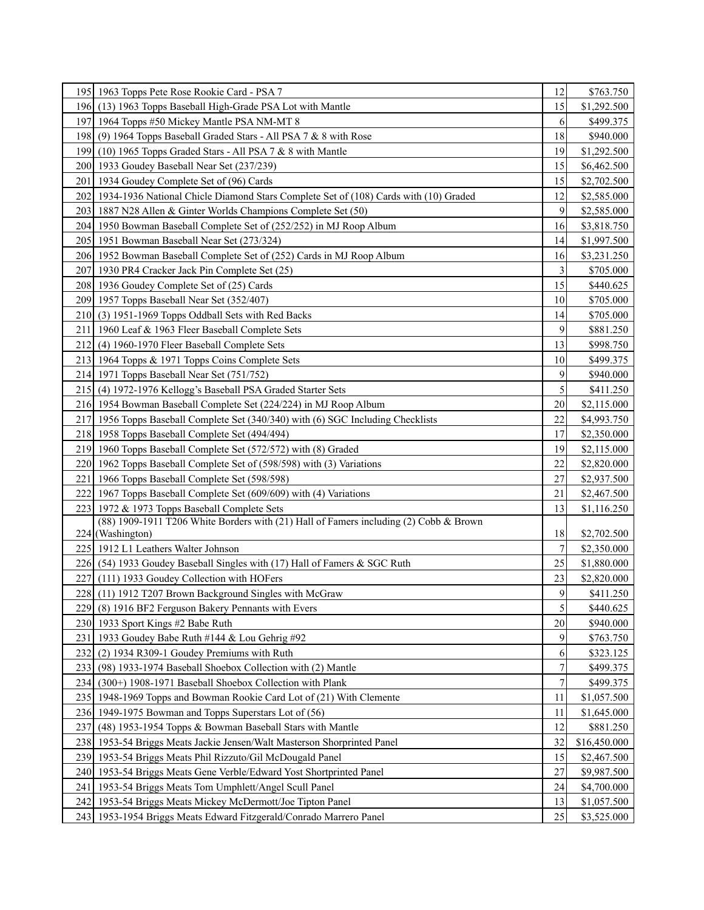| | | | |
|---|---|---|---|
| 195 | 1963 Topps Pete Rose Rookie Card - PSA 7 | 12 | $763.750 |
| 196 | (13) 1963 Topps Baseball High-Grade PSA Lot with Mantle | 15 | $1,292.500 |
| 197 | 1964 Topps #50 Mickey Mantle PSA NM-MT 8 | 6 | $499.375 |
| 198 | (9) 1964 Topps Baseball Graded Stars - All PSA 7 & 8 with Rose | 18 | $940.000 |
| 199 | (10) 1965 Topps Graded Stars - All PSA 7 & 8 with Mantle | 19 | $1,292.500 |
| 200 | 1933 Goudey Baseball Near Set (237/239) | 15 | $6,462.500 |
| 201 | 1934 Goudey Complete Set of (96) Cards | 15 | $2,702.500 |
| 202 | 1934-1936 National Chicle Diamond Stars Complete Set of (108) Cards with (10) Graded | 12 | $2,585.000 |
| 203 | 1887 N28 Allen & Ginter Worlds Champions Complete Set (50) | 9 | $2,585.000 |
| 204 | 1950 Bowman Baseball Complete Set of (252/252) in MJ Roop Album | 16 | $3,818.750 |
| 205 | 1951 Bowman Baseball Near Set (273/324) | 14 | $1,997.500 |
| 206 | 1952 Bowman Baseball Complete Set of (252) Cards in MJ Roop Album | 16 | $3,231.250 |
| 207 | 1930 PR4 Cracker Jack Pin Complete Set (25) | 3 | $705.000 |
| 208 | 1936 Goudey Complete Set of (25) Cards | 15 | $440.625 |
| 209 | 1957 Topps Baseball Near Set (352/407) | 10 | $705.000 |
| 210 | (3) 1951-1969 Topps Oddball Sets with Red Backs | 14 | $705.000 |
| 211 | 1960 Leaf & 1963 Fleer Baseball Complete Sets | 9 | $881.250 |
| 212 | (4) 1960-1970 Fleer Baseball Complete Sets | 13 | $998.750 |
| 213 | 1964 Topps & 1971 Topps Coins Complete Sets | 10 | $499.375 |
| 214 | 1971 Topps Baseball Near Set (751/752) | 9 | $940.000 |
| 215 | (4) 1972-1976 Kellogg's Baseball PSA Graded Starter Sets | 5 | $411.250 |
| 216 | 1954 Bowman Baseball Complete Set (224/224) in MJ Roop Album | 20 | $2,115.000 |
| 217 | 1956 Topps Baseball Complete Set (340/340) with (6) SGC Including Checklists | 22 | $4,993.750 |
| 218 | 1958 Topps Baseball Complete Set (494/494) | 17 | $2,350.000 |
| 219 | 1960 Topps Baseball Complete Set (572/572) with (8) Graded | 19 | $2,115.000 |
| 220 | 1962 Topps Baseball Complete Set of (598/598) with (3) Variations | 22 | $2,820.000 |
| 221 | 1966 Topps Baseball Complete Set (598/598) | 27 | $2,937.500 |
| 222 | 1967 Topps Baseball Complete Set (609/609) with (4) Variations | 21 | $2,467.500 |
| 223 | 1972 & 1973 Topps Baseball Complete Sets | 13 | $1,116.250 |
| 224 | (88) 1909-1911 T206 White Borders with (21) Hall of Famers including (2) Cobb & Brown (Washington) | 18 | $2,702.500 |
| 225 | 1912 L1 Leathers Walter Johnson | 7 | $2,350.000 |
| 226 | (54) 1933 Goudey Baseball Singles with (17) Hall of Famers & SGC Ruth | 25 | $1,880.000 |
| 227 | (111) 1933 Goudey Collection with HOFers | 23 | $2,820.000 |
| 228 | (11) 1912 T207 Brown Background Singles with McGraw | 9 | $411.250 |
| 229 | (8) 1916 BF2 Ferguson Bakery Pennants with Evers | 5 | $440.625 |
| 230 | 1933 Sport Kings #2 Babe Ruth | 20 | $940.000 |
| 231 | 1933 Goudey Babe Ruth #144 & Lou Gehrig #92 | 9 | $763.750 |
| 232 | (2) 1934 R309-1 Goudey Premiums with Ruth | 6 | $323.125 |
| 233 | (98) 1933-1974 Baseball Shoebox Collection with (2) Mantle | 7 | $499.375 |
| 234 | (300+) 1908-1971 Baseball Shoebox Collection with Plank | 7 | $499.375 |
| 235 | 1948-1969 Topps and Bowman Rookie Card Lot of (21) With Clemente | 11 | $1,057.500 |
| 236 | 1949-1975 Bowman and Topps Superstars Lot of (56) | 11 | $1,645.000 |
| 237 | (48) 1953-1954 Topps & Bowman Baseball Stars with Mantle | 12 | $881.250 |
| 238 | 1953-54 Briggs Meats Jackie Jensen/Walt Masterson Shorprinted Panel | 32 | $16,450.000 |
| 239 | 1953-54 Briggs Meats Phil Rizzuto/Gil McDougald Panel | 15 | $2,467.500 |
| 240 | 1953-54 Briggs Meats Gene Verble/Edward Yost Shortprinted Panel | 27 | $9,987.500 |
| 241 | 1953-54 Briggs Meats Tom Umphlett/Angel Scull Panel | 24 | $4,700.000 |
| 242 | 1953-54 Briggs Meats Mickey McDermott/Joe Tipton Panel | 13 | $1,057.500 |
| 243 | 1953-1954 Briggs Meats Edward Fitzgerald/Conrado Marrero Panel | 25 | $3,525.000 |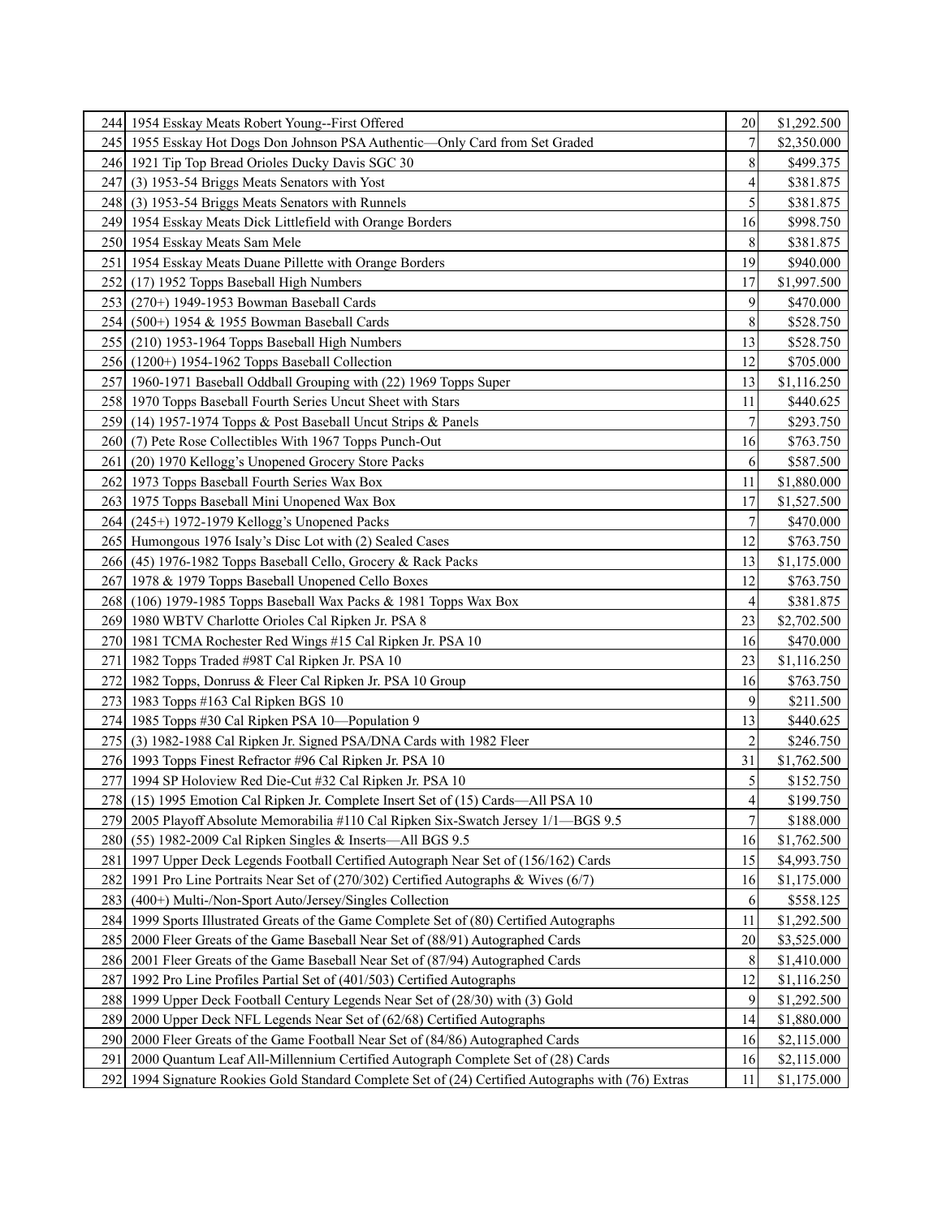| | | | |
|---|---|---|---|
| 244 | 1954 Esskay Meats Robert Young--First Offered | 20 | $1,292.500 |
| 245 | 1955 Esskay Hot Dogs Don Johnson PSA Authentic—Only Card from Set Graded | 7 | $2,350.000 |
| 246 | 1921 Tip Top Bread Orioles Ducky Davis SGC 30 | 8 | $499.375 |
| 247 | (3) 1953-54 Briggs Meats Senators with Yost | 4 | $381.875 |
| 248 | (3) 1953-54 Briggs Meats Senators with Runnels | 5 | $381.875 |
| 249 | 1954 Esskay Meats Dick Littlefield with Orange Borders | 16 | $998.750 |
| 250 | 1954 Esskay Meats Sam Mele | 8 | $381.875 |
| 251 | 1954 Esskay Meats Duane Pillette with Orange Borders | 19 | $940.000 |
| 252 | (17) 1952 Topps Baseball High Numbers | 17 | $1,997.500 |
| 253 | (270+) 1949-1953 Bowman Baseball Cards | 9 | $470.000 |
| 254 | (500+) 1954 & 1955 Bowman Baseball Cards | 8 | $528.750 |
| 255 | (210) 1953-1964 Topps Baseball High Numbers | 13 | $528.750 |
| 256 | (1200+) 1954-1962 Topps Baseball Collection | 12 | $705.000 |
| 257 | 1960-1971 Baseball Oddball Grouping with (22) 1969 Topps Super | 13 | $1,116.250 |
| 258 | 1970 Topps Baseball Fourth Series Uncut Sheet with Stars | 11 | $440.625 |
| 259 | (14) 1957-1974 Topps & Post Baseball Uncut Strips & Panels | 7 | $293.750 |
| 260 | (7) Pete Rose Collectibles With 1967 Topps Punch-Out | 16 | $763.750 |
| 261 | (20) 1970 Kellogg's Unopened Grocery Store Packs | 6 | $587.500 |
| 262 | 1973 Topps Baseball Fourth Series Wax Box | 11 | $1,880.000 |
| 263 | 1975 Topps Baseball Mini Unopened Wax Box | 17 | $1,527.500 |
| 264 | (245+) 1972-1979 Kellogg's Unopened Packs | 7 | $470.000 |
| 265 | Humongous 1976 Isaly's Disc Lot with (2) Sealed Cases | 12 | $763.750 |
| 266 | (45) 1976-1982 Topps Baseball Cello, Grocery & Rack Packs | 13 | $1,175.000 |
| 267 | 1978 & 1979 Topps Baseball Unopened Cello Boxes | 12 | $763.750 |
| 268 | (106) 1979-1985 Topps Baseball Wax Packs & 1981 Topps Wax Box | 4 | $381.875 |
| 269 | 1980 WBTV Charlotte Orioles Cal Ripken Jr. PSA 8 | 23 | $2,702.500 |
| 270 | 1981 TCMA Rochester Red Wings #15 Cal Ripken Jr. PSA 10 | 16 | $470.000 |
| 271 | 1982 Topps Traded #98T Cal Ripken Jr. PSA 10 | 23 | $1,116.250 |
| 272 | 1982 Topps, Donruss & Fleer Cal Ripken Jr. PSA 10 Group | 16 | $763.750 |
| 273 | 1983 Topps #163 Cal Ripken BGS 10 | 9 | $211.500 |
| 274 | 1985 Topps #30 Cal Ripken PSA 10—Population 9 | 13 | $440.625 |
| 275 | (3) 1982-1988 Cal Ripken Jr. Signed PSA/DNA Cards with 1982 Fleer | 2 | $246.750 |
| 276 | 1993 Topps Finest Refractor #96 Cal Ripken Jr. PSA 10 | 31 | $1,762.500 |
| 277 | 1994 SP Holoview Red Die-Cut #32 Cal Ripken Jr. PSA 10 | 5 | $152.750 |
| 278 | (15) 1995 Emotion Cal Ripken Jr. Complete Insert Set of (15) Cards—All PSA 10 | 4 | $199.750 |
| 279 | 2005 Playoff Absolute Memorabilia #110 Cal Ripken Six-Swatch Jersey 1/1—BGS 9.5 | 7 | $188.000 |
| 280 | (55) 1982-2009 Cal Ripken Singles & Inserts—All BGS 9.5 | 16 | $1,762.500 |
| 281 | 1997 Upper Deck Legends Football Certified Autograph Near Set of (156/162) Cards | 15 | $4,993.750 |
| 282 | 1991 Pro Line Portraits Near Set of (270/302) Certified Autographs & Wives (6/7) | 16 | $1,175.000 |
| 283 | (400+) Multi-/Non-Sport Auto/Jersey/Singles Collection | 6 | $558.125 |
| 284 | 1999 Sports Illustrated Greats of the Game Complete Set of (80) Certified Autographs | 11 | $1,292.500 |
| 285 | 2000 Fleer Greats of the Game Baseball Near Set of (88/91) Autographed Cards | 20 | $3,525.000 |
| 286 | 2001 Fleer Greats of the Game Baseball Near Set of (87/94) Autographed Cards | 8 | $1,410.000 |
| 287 | 1992 Pro Line Profiles Partial Set of (401/503) Certified Autographs | 12 | $1,116.250 |
| 288 | 1999 Upper Deck Football Century Legends Near Set of (28/30) with (3) Gold | 9 | $1,292.500 |
| 289 | 2000 Upper Deck NFL Legends Near Set of (62/68) Certified Autographs | 14 | $1,880.000 |
| 290 | 2000 Fleer Greats of the Game Football Near Set of (84/86) Autographed Cards | 16 | $2,115.000 |
| 291 | 2000 Quantum Leaf All-Millennium Certified Autograph Complete Set of (28) Cards | 16 | $2,115.000 |
| 292 | 1994 Signature Rookies Gold Standard Complete Set of (24) Certified Autographs with (76) Extras | 11 | $1,175.000 |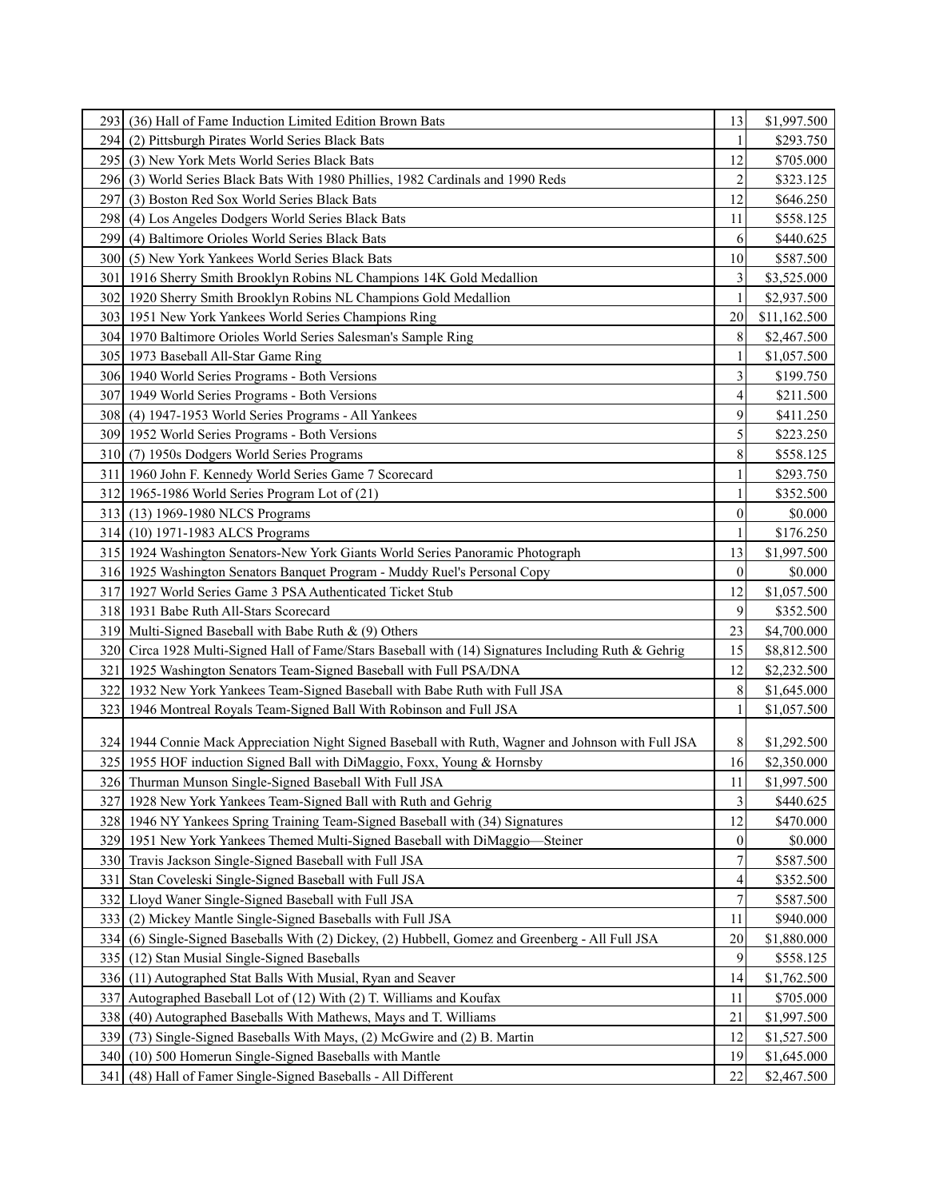| 293 | (36) Hall of Fame Induction Limited Edition Brown Bats | 13 | $1,997.500 |
|---|---|---|---|
| 294 | (2) Pittsburgh Pirates World Series Black Bats | 1 | $293.750 |
| 295 | (3) New York Mets World Series Black Bats | 12 | $705.000 |
| 296 | (3) World Series Black Bats With 1980 Phillies, 1982 Cardinals and 1990 Reds | 2 | $323.125 |
| 297 | (3) Boston Red Sox World Series Black Bats | 12 | $646.250 |
| 298 | (4) Los Angeles Dodgers World Series Black Bats | 11 | $558.125 |
| 299 | (4) Baltimore Orioles World Series Black Bats | 6 | $440.625 |
| 300 | (5) New York Yankees World Series Black Bats | 10 | $587.500 |
| 301 | 1916 Sherry Smith Brooklyn Robins NL Champions 14K Gold Medallion | 3 | $3,525.000 |
| 302 | 1920 Sherry Smith Brooklyn Robins NL Champions Gold Medallion | 1 | $2,937.500 |
| 303 | 1951 New York Yankees World Series Champions Ring | 20 | $11,162.500 |
| 304 | 1970 Baltimore Orioles World Series Salesman's Sample Ring | 8 | $2,467.500 |
| 305 | 1973 Baseball All-Star Game Ring | 1 | $1,057.500 |
| 306 | 1940 World Series Programs - Both Versions | 3 | $199.750 |
| 307 | 1949 World Series Programs - Both Versions | 4 | $211.500 |
| 308 | (4) 1947-1953 World Series Programs - All Yankees | 9 | $411.250 |
| 309 | 1952 World Series Programs - Both Versions | 5 | $223.250 |
| 310 | (7) 1950s Dodgers World Series Programs | 8 | $558.125 |
| 311 | 1960 John F. Kennedy World Series Game 7 Scorecard | 1 | $293.750 |
| 312 | 1965-1986 World Series Program Lot of (21) | 1 | $352.500 |
| 313 | (13) 1969-1980 NLCS Programs | 0 | $0.000 |
| 314 | (10) 1971-1983 ALCS Programs | 1 | $176.250 |
| 315 | 1924 Washington Senators-New York Giants World Series Panoramic Photograph | 13 | $1,997.500 |
| 316 | 1925 Washington Senators Banquet Program - Muddy Ruel's Personal Copy | 0 | $0.000 |
| 317 | 1927 World Series Game 3 PSA Authenticated Ticket Stub | 12 | $1,057.500 |
| 318 | 1931 Babe Ruth All-Stars Scorecard | 9 | $352.500 |
| 319 | Multi-Signed Baseball with Babe Ruth & (9) Others | 23 | $4,700.000 |
| 320 | Circa 1928 Multi-Signed Hall of Fame/Stars Baseball with (14) Signatures Including Ruth & Gehrig | 15 | $8,812.500 |
| 321 | 1925 Washington Senators Team-Signed Baseball with Full PSA/DNA | 12 | $2,232.500 |
| 322 | 1932 New York Yankees Team-Signed Baseball with Babe Ruth with Full JSA | 8 | $1,645.000 |
| 323 | 1946 Montreal Royals Team-Signed Ball With Robinson and Full JSA | 1 | $1,057.500 |
| 324 | 1944 Connie Mack Appreciation Night Signed Baseball with Ruth, Wagner and Johnson with Full JSA | 8 | $1,292.500 |
| 325 | 1955 HOF induction Signed Ball with DiMaggio, Foxx, Young & Hornsby | 16 | $2,350.000 |
| 326 | Thurman Munson Single-Signed Baseball With Full JSA | 11 | $1,997.500 |
| 327 | 1928 New York Yankees Team-Signed Ball with Ruth and Gehrig | 3 | $440.625 |
| 328 | 1946 NY Yankees Spring Training Team-Signed Baseball with (34) Signatures | 12 | $470.000 |
| 329 | 1951 New York Yankees Themed Multi-Signed Baseball with DiMaggio—Steiner | 0 | $0.000 |
| 330 | Travis Jackson Single-Signed Baseball with Full JSA | 7 | $587.500 |
| 331 | Stan Coveleski Single-Signed Baseball with Full JSA | 4 | $352.500 |
| 332 | Lloyd Waner Single-Signed Baseball with Full JSA | 7 | $587.500 |
| 333 | (2) Mickey Mantle Single-Signed Baseballs with Full JSA | 11 | $940.000 |
| 334 | (6) Single-Signed Baseballs With (2) Dickey, (2) Hubbell, Gomez and Greenberg - All Full JSA | 20 | $1,880.000 |
| 335 | (12) Stan Musial Single-Signed Baseballs | 9 | $558.125 |
| 336 | (11) Autographed Stat Balls With Musial, Ryan and Seaver | 14 | $1,762.500 |
| 337 | Autographed Baseball Lot of (12) With (2) T. Williams and Koufax | 11 | $705.000 |
| 338 | (40) Autographed Baseballs With Mathews, Mays and T. Williams | 21 | $1,997.500 |
| 339 | (73) Single-Signed Baseballs With Mays, (2) McGwire and (2) B. Martin | 12 | $1,527.500 |
| 340 | (10) 500 Homerun Single-Signed Baseballs with Mantle | 19 | $1,645.000 |
| 341 | (48) Hall of Famer Single-Signed Baseballs - All Different | 22 | $2,467.500 |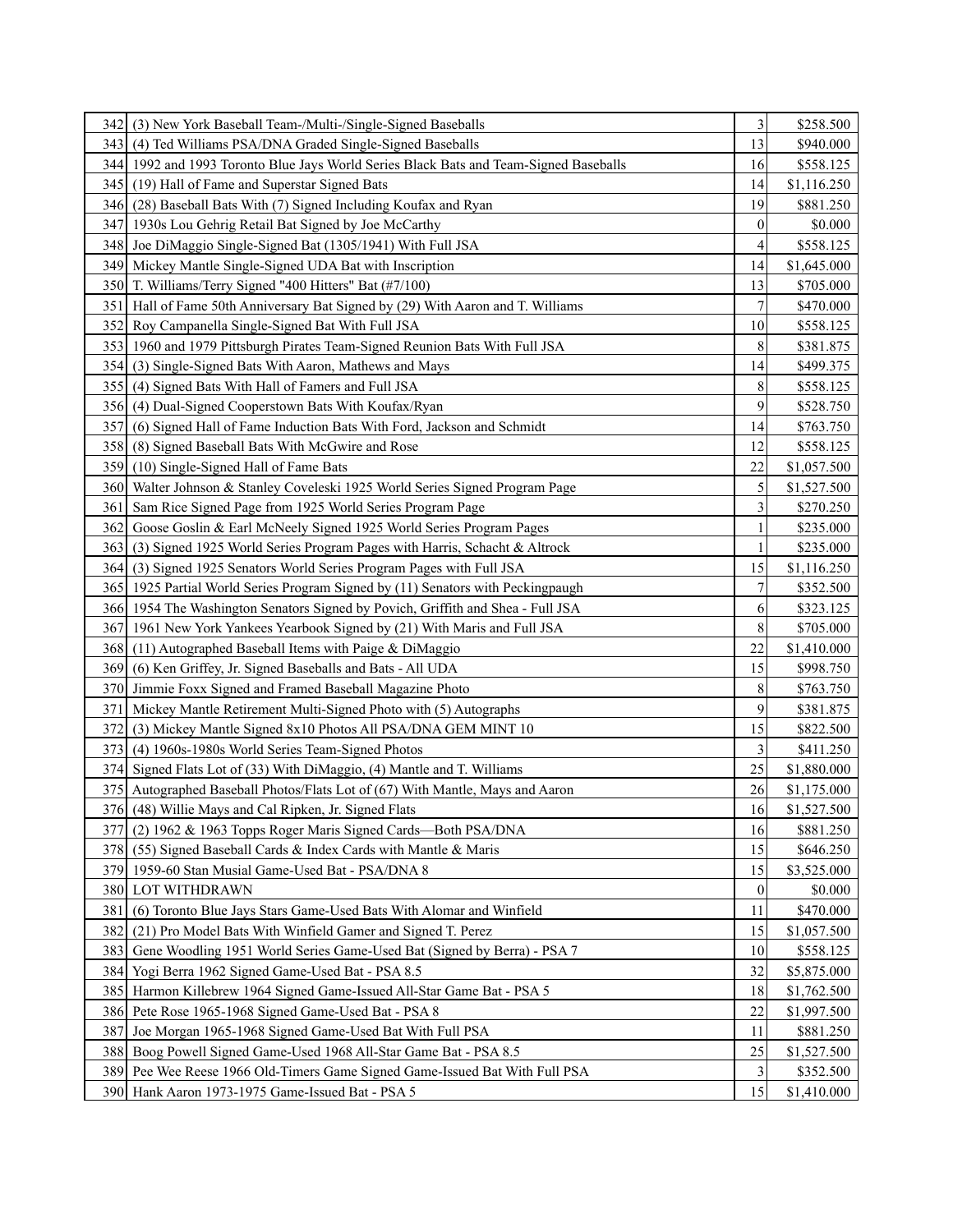| | | | |
|---|---|---|---|
| 342 | (3) New York Baseball Team-/Multi-/Single-Signed Baseballs | 3 | $258.500 |
| 343 | (4) Ted Williams PSA/DNA Graded Single-Signed Baseballs | 13 | $940.000 |
| 344 | 1992 and 1993 Toronto Blue Jays World Series Black Bats and Team-Signed Baseballs | 16 | $558.125 |
| 345 | (19) Hall of Fame and Superstar Signed Bats | 14 | $1,116.250 |
| 346 | (28) Baseball Bats With (7) Signed Including Koufax and Ryan | 19 | $881.250 |
| 347 | 1930s Lou Gehrig Retail Bat Signed by Joe McCarthy | 0 | $0.000 |
| 348 | Joe DiMaggio Single-Signed Bat (1305/1941) With Full JSA | 4 | $558.125 |
| 349 | Mickey Mantle Single-Signed UDA Bat with Inscription | 14 | $1,645.000 |
| 350 | T. Williams/Terry Signed "400 Hitters" Bat (#7/100) | 13 | $705.000 |
| 351 | Hall of Fame 50th Anniversary Bat Signed by (29) With Aaron and T. Williams | 7 | $470.000 |
| 352 | Roy Campanella Single-Signed Bat With Full JSA | 10 | $558.125 |
| 353 | 1960 and 1979 Pittsburgh Pirates Team-Signed Reunion Bats With Full JSA | 8 | $381.875 |
| 354 | (3) Single-Signed Bats With Aaron, Mathews and Mays | 14 | $499.375 |
| 355 | (4) Signed Bats With Hall of Famers and Full JSA | 8 | $558.125 |
| 356 | (4) Dual-Signed Cooperstown Bats With Koufax/Ryan | 9 | $528.750 |
| 357 | (6) Signed Hall of Fame Induction Bats With Ford, Jackson and Schmidt | 14 | $763.750 |
| 358 | (8) Signed Baseball Bats With McGwire and Rose | 12 | $558.125 |
| 359 | (10) Single-Signed Hall of Fame Bats | 22 | $1,057.500 |
| 360 | Walter Johnson & Stanley Coveleski 1925 World Series Signed Program Page | 5 | $1,527.500 |
| 361 | Sam Rice Signed Page from 1925 World Series Program Page | 3 | $270.250 |
| 362 | Goose Goslin & Earl McNeely Signed 1925 World Series Program Pages | 1 | $235.000 |
| 363 | (3) Signed 1925 World Series Program Pages with Harris, Schacht & Altrock | 1 | $235.000 |
| 364 | (3) Signed 1925 Senators World Series Program Pages with Full JSA | 15 | $1,116.250 |
| 365 | 1925 Partial World Series Program Signed by (11) Senators with Peckingpaugh | 7 | $352.500 |
| 366 | 1954 The Washington Senators Signed by Povich, Griffith and Shea - Full JSA | 6 | $323.125 |
| 367 | 1961 New York Yankees Yearbook Signed by (21) With Maris and Full JSA | 8 | $705.000 |
| 368 | (11) Autographed Baseball Items with Paige & DiMaggio | 22 | $1,410.000 |
| 369 | (6) Ken Griffey, Jr. Signed Baseballs and Bats - All UDA | 15 | $998.750 |
| 370 | Jimmie Foxx Signed and Framed Baseball Magazine Photo | 8 | $763.750 |
| 371 | Mickey Mantle Retirement Multi-Signed Photo with (5) Autographs | 9 | $381.875 |
| 372 | (3) Mickey Mantle Signed 8x10 Photos All PSA/DNA GEM MINT 10 | 15 | $822.500 |
| 373 | (4) 1960s-1980s World Series Team-Signed Photos | 3 | $411.250 |
| 374 | Signed Flats Lot of (33) With DiMaggio, (4) Mantle and T. Williams | 25 | $1,880.000 |
| 375 | Autographed Baseball Photos/Flats Lot of (67) With Mantle, Mays and Aaron | 26 | $1,175.000 |
| 376 | (48) Willie Mays and Cal Ripken, Jr. Signed Flats | 16 | $1,527.500 |
| 377 | (2) 1962 & 1963 Topps Roger Maris Signed Cards—Both PSA/DNA | 16 | $881.250 |
| 378 | (55) Signed Baseball Cards & Index Cards with Mantle & Maris | 15 | $646.250 |
| 379 | 1959-60 Stan Musial Game-Used Bat - PSA/DNA 8 | 15 | $3,525.000 |
| 380 | LOT WITHDRAWN | 0 | $0.000 |
| 381 | (6) Toronto Blue Jays Stars Game-Used Bats With Alomar and Winfield | 11 | $470.000 |
| 382 | (21) Pro Model Bats With Winfield Gamer and Signed T. Perez | 15 | $1,057.500 |
| 383 | Gene Woodling 1951 World Series Game-Used Bat (Signed by Berra) - PSA 7 | 10 | $558.125 |
| 384 | Yogi Berra 1962 Signed Game-Used Bat - PSA 8.5 | 32 | $5,875.000 |
| 385 | Harmon Killebrew 1964 Signed Game-Used All-Star Game Bat - PSA 5 | 18 | $1,762.500 |
| 386 | Pete Rose 1965-1968 Signed Game-Used Bat - PSA 8 | 22 | $1,997.500 |
| 387 | Joe Morgan 1965-1968 Signed Game-Used Bat With Full PSA | 11 | $881.250 |
| 388 | Boog Powell Signed Game-Used 1968 All-Star Game Bat - PSA 8.5 | 25 | $1,527.500 |
| 389 | Pee Wee Reese 1966 Old-Timers Game Signed Game-Issued Bat With Full PSA | 3 | $352.500 |
| 390 | Hank Aaron 1973-1975 Game-Issued Bat - PSA 5 | 15 | $1,410.000 |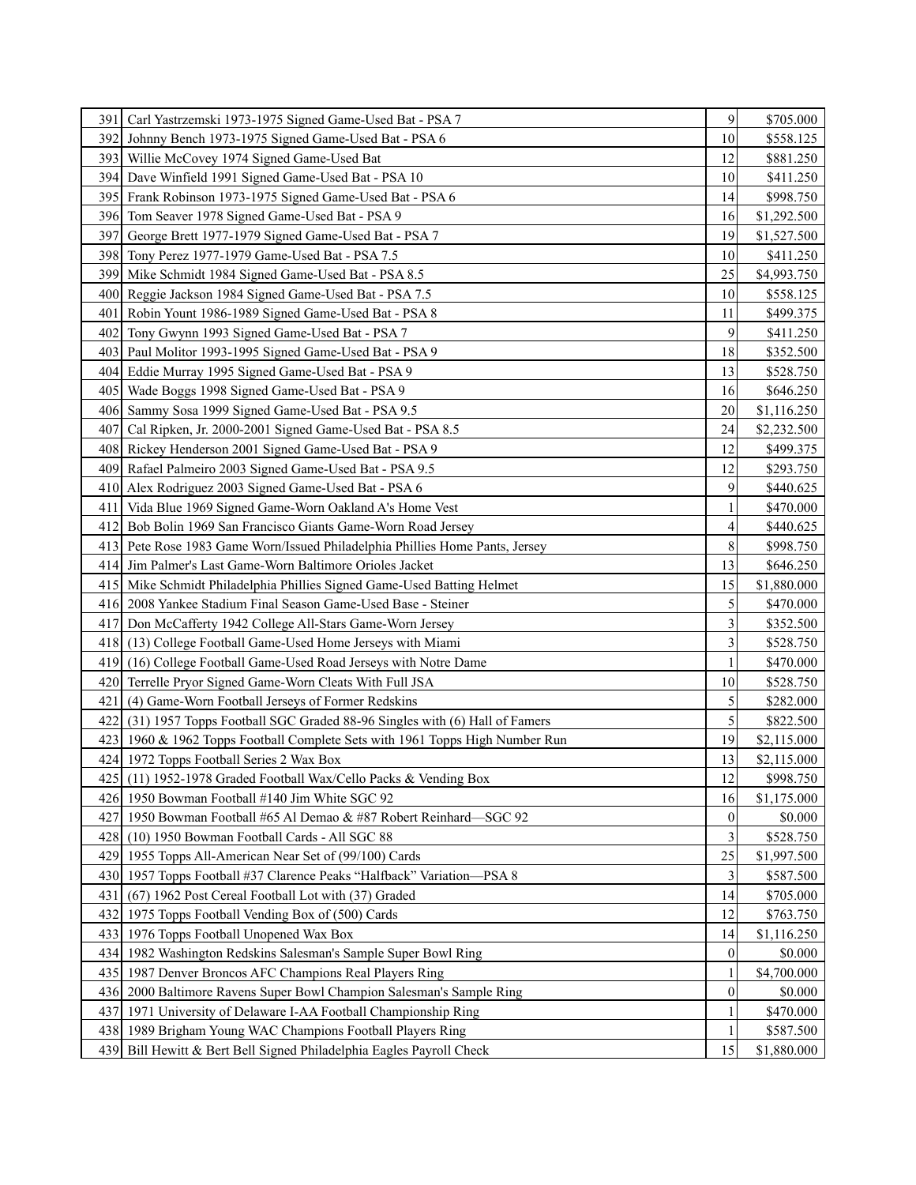| | | | |
|---|---|---|---|
| 391 | Carl Yastrzemski 1973-1975 Signed Game-Used Bat - PSA 7 | 9 | $705.000 |
| 392 | Johnny Bench 1973-1975 Signed Game-Used Bat - PSA 6 | 10 | $558.125 |
| 393 | Willie McCovey 1974 Signed Game-Used Bat | 12 | $881.250 |
| 394 | Dave Winfield 1991 Signed Game-Used Bat - PSA 10 | 10 | $411.250 |
| 395 | Frank Robinson 1973-1975 Signed Game-Used Bat - PSA 6 | 14 | $998.750 |
| 396 | Tom Seaver 1978 Signed Game-Used Bat - PSA 9 | 16 | $1,292.500 |
| 397 | George Brett 1977-1979 Signed Game-Used Bat - PSA 7 | 19 | $1,527.500 |
| 398 | Tony Perez 1977-1979 Game-Used Bat - PSA 7.5 | 10 | $411.250 |
| 399 | Mike Schmidt 1984 Signed Game-Used Bat - PSA 8.5 | 25 | $4,993.750 |
| 400 | Reggie Jackson 1984 Signed Game-Used Bat - PSA 7.5 | 10 | $558.125 |
| 401 | Robin Yount 1986-1989 Signed Game-Used Bat - PSA 8 | 11 | $499.375 |
| 402 | Tony Gwynn 1993 Signed Game-Used Bat - PSA 7 | 9 | $411.250 |
| 403 | Paul Molitor 1993-1995 Signed Game-Used Bat - PSA 9 | 18 | $352.500 |
| 404 | Eddie Murray 1995 Signed Game-Used Bat - PSA 9 | 13 | $528.750 |
| 405 | Wade Boggs 1998 Signed Game-Used Bat - PSA 9 | 16 | $646.250 |
| 406 | Sammy Sosa 1999 Signed Game-Used Bat - PSA 9.5 | 20 | $1,116.250 |
| 407 | Cal Ripken, Jr. 2000-2001 Signed Game-Used Bat - PSA 8.5 | 24 | $2,232.500 |
| 408 | Rickey Henderson 2001 Signed Game-Used Bat - PSA 9 | 12 | $499.375 |
| 409 | Rafael Palmeiro 2003 Signed Game-Used Bat - PSA 9.5 | 12 | $293.750 |
| 410 | Alex Rodriguez 2003 Signed Game-Used Bat - PSA 6 | 9 | $440.625 |
| 411 | Vida Blue 1969 Signed Game-Worn Oakland A's Home Vest | 1 | $470.000 |
| 412 | Bob Bolin 1969 San Francisco Giants Game-Worn Road Jersey | 4 | $440.625 |
| 413 | Pete Rose 1983 Game Worn/Issued Philadelphia Phillies Home Pants, Jersey | 8 | $998.750 |
| 414 | Jim Palmer's Last Game-Worn Baltimore Orioles Jacket | 13 | $646.250 |
| 415 | Mike Schmidt Philadelphia Phillies Signed Game-Used Batting Helmet | 15 | $1,880.000 |
| 416 | 2008 Yankee Stadium Final Season Game-Used Base - Steiner | 5 | $470.000 |
| 417 | Don McCafferty 1942 College All-Stars Game-Worn Jersey | 3 | $352.500 |
| 418 | (13) College Football Game-Used Home Jerseys with Miami | 3 | $528.750 |
| 419 | (16) College Football Game-Used Road Jerseys with Notre Dame | 1 | $470.000 |
| 420 | Terrelle Pryor Signed Game-Worn Cleats With Full JSA | 10 | $528.750 |
| 421 | (4) Game-Worn Football Jerseys of Former Redskins | 5 | $282.000 |
| 422 | (31) 1957 Topps Football SGC Graded 88-96 Singles with (6) Hall of Famers | 5 | $822.500 |
| 423 | 1960 & 1962 Topps Football Complete Sets with 1961 Topps High Number Run | 19 | $2,115.000 |
| 424 | 1972 Topps Football Series 2 Wax Box | 13 | $2,115.000 |
| 425 | (11) 1952-1978 Graded Football Wax/Cello Packs & Vending Box | 12 | $998.750 |
| 426 | 1950 Bowman Football #140 Jim White SGC 92 | 16 | $1,175.000 |
| 427 | 1950 Bowman Football #65 Al Demao & #87 Robert Reinhard—SGC 92 | 0 | $0.000 |
| 428 | (10) 1950 Bowman Football Cards - All SGC 88 | 3 | $528.750 |
| 429 | 1955 Topps All-American Near Set of (99/100) Cards | 25 | $1,997.500 |
| 430 | 1957 Topps Football #37 Clarence Peaks "Halfback" Variation—PSA 8 | 3 | $587.500 |
| 431 | (67) 1962 Post Cereal Football Lot with (37) Graded | 14 | $705.000 |
| 432 | 1975 Topps Football Vending Box of (500) Cards | 12 | $763.750 |
| 433 | 1976 Topps Football Unopened Wax Box | 14 | $1,116.250 |
| 434 | 1982 Washington Redskins Salesman's Sample Super Bowl Ring | 0 | $0.000 |
| 435 | 1987 Denver Broncos AFC Champions Real Players Ring | 1 | $4,700.000 |
| 436 | 2000 Baltimore Ravens Super Bowl Champion Salesman's Sample Ring | 0 | $0.000 |
| 437 | 1971 University of Delaware I-AA Football Championship Ring | 1 | $470.000 |
| 438 | 1989 Brigham Young WAC Champions Football Players Ring | 1 | $587.500 |
| 439 | Bill Hewitt & Bert Bell Signed Philadelphia Eagles Payroll Check | 15 | $1,880.000 |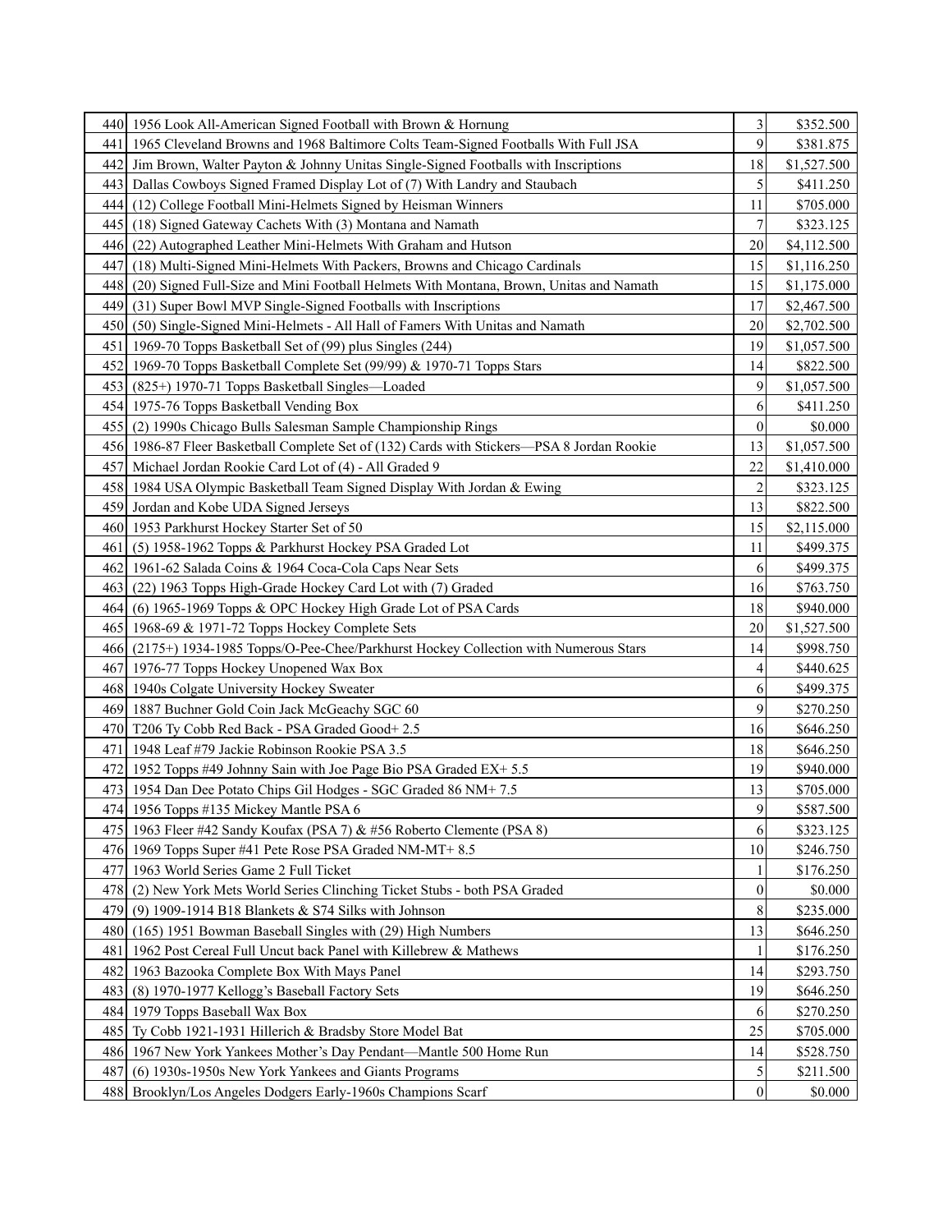| | | | |
|---|---|---|---|
| 440 | 1956 Look All-American Signed Football with Brown & Hornung | 3 | $352.500 |
| 441 | 1965 Cleveland Browns and 1968 Baltimore Colts Team-Signed Footballs With Full JSA | 9 | $381.875 |
| 442 | Jim Brown, Walter Payton & Johnny Unitas Single-Signed Footballs with Inscriptions | 18 | $1,527.500 |
| 443 | Dallas Cowboys Signed Framed Display Lot of (7) With Landry and Staubach | 5 | $411.250 |
| 444 | (12) College Football Mini-Helmets Signed by Heisman Winners | 11 | $705.000 |
| 445 | (18) Signed Gateway Cachets With (3) Montana and Namath | 7 | $323.125 |
| 446 | (22) Autographed Leather Mini-Helmets With Graham and Hutson | 20 | $4,112.500 |
| 447 | (18) Multi-Signed Mini-Helmets With Packers, Browns and Chicago Cardinals | 15 | $1,116.250 |
| 448 | (20) Signed Full-Size and Mini Football Helmets With Montana, Brown, Unitas and Namath | 15 | $1,175.000 |
| 449 | (31) Super Bowl MVP Single-Signed Footballs with Inscriptions | 17 | $2,467.500 |
| 450 | (50) Single-Signed Mini-Helmets - All Hall of Famers With Unitas and Namath | 20 | $2,702.500 |
| 451 | 1969-70 Topps Basketball Set of (99) plus Singles (244) | 19 | $1,057.500 |
| 452 | 1969-70 Topps Basketball Complete Set (99/99) & 1970-71 Topps Stars | 14 | $822.500 |
| 453 | (825+) 1970-71 Topps Basketball Singles—Loaded | 9 | $1,057.500 |
| 454 | 1975-76 Topps Basketball Vending Box | 6 | $411.250 |
| 455 | (2) 1990s Chicago Bulls Salesman Sample Championship Rings | 0 | $0.000 |
| 456 | 1986-87 Fleer Basketball Complete Set of (132) Cards with Stickers—PSA 8 Jordan Rookie | 13 | $1,057.500 |
| 457 | Michael Jordan Rookie Card Lot of (4) - All Graded 9 | 22 | $1,410.000 |
| 458 | 1984 USA Olympic Basketball Team Signed Display With Jordan & Ewing | 2 | $323.125 |
| 459 | Jordan and Kobe UDA Signed Jerseys | 13 | $822.500 |
| 460 | 1953 Parkhurst Hockey Starter Set of 50 | 15 | $2,115.000 |
| 461 | (5) 1958-1962 Topps & Parkhurst Hockey PSA Graded Lot | 11 | $499.375 |
| 462 | 1961-62 Salada Coins & 1964 Coca-Cola Caps Near Sets | 6 | $499.375 |
| 463 | (22) 1963 Topps High-Grade Hockey Card Lot with (7) Graded | 16 | $763.750 |
| 464 | (6) 1965-1969 Topps & OPC Hockey High Grade Lot of PSA Cards | 18 | $940.000 |
| 465 | 1968-69 & 1971-72 Topps Hockey Complete Sets | 20 | $1,527.500 |
| 466 | (2175+) 1934-1985 Topps/O-Pee-Chee/Parkhurst Hockey Collection with Numerous Stars | 14 | $998.750 |
| 467 | 1976-77 Topps Hockey Unopened Wax Box | 4 | $440.625 |
| 468 | 1940s Colgate University Hockey Sweater | 6 | $499.375 |
| 469 | 1887 Buchner Gold Coin Jack McGeachy SGC 60 | 9 | $270.250 |
| 470 | T206 Ty Cobb Red Back - PSA Graded Good+ 2.5 | 16 | $646.250 |
| 471 | 1948 Leaf #79 Jackie Robinson Rookie PSA 3.5 | 18 | $646.250 |
| 472 | 1952 Topps #49 Johnny Sain with Joe Page Bio PSA Graded EX+ 5.5 | 19 | $940.000 |
| 473 | 1954 Dan Dee Potato Chips Gil Hodges - SGC Graded 86 NM+ 7.5 | 13 | $705.000 |
| 474 | 1956 Topps #135 Mickey Mantle PSA 6 | 9 | $587.500 |
| 475 | 1963 Fleer #42 Sandy Koufax (PSA 7) & #56 Roberto Clemente (PSA 8) | 6 | $323.125 |
| 476 | 1969 Topps Super #41 Pete Rose PSA Graded NM-MT+ 8.5 | 10 | $246.750 |
| 477 | 1963 World Series Game 2 Full Ticket | 1 | $176.250 |
| 478 | (2) New York Mets World Series Clinching Ticket Stubs - both PSA Graded | 0 | $0.000 |
| 479 | (9) 1909-1914 B18 Blankets & S74 Silks with Johnson | 8 | $235.000 |
| 480 | (165) 1951 Bowman Baseball Singles with (29) High Numbers | 13 | $646.250 |
| 481 | 1962 Post Cereal Full Uncut back Panel with Killebrew & Mathews | 1 | $176.250 |
| 482 | 1963 Bazooka Complete Box With Mays Panel | 14 | $293.750 |
| 483 | (8) 1970-1977 Kellogg's Baseball Factory Sets | 19 | $646.250 |
| 484 | 1979 Topps Baseball Wax Box | 6 | $270.250 |
| 485 | Ty Cobb 1921-1931 Hillerich & Bradsby Store Model Bat | 25 | $705.000 |
| 486 | 1967 New York Yankees Mother's Day Pendant—Mantle 500 Home Run | 14 | $528.750 |
| 487 | (6) 1930s-1950s New York Yankees and Giants Programs | 5 | $211.500 |
| 488 | Brooklyn/Los Angeles Dodgers Early-1960s Champions Scarf | 0 | $0.000 |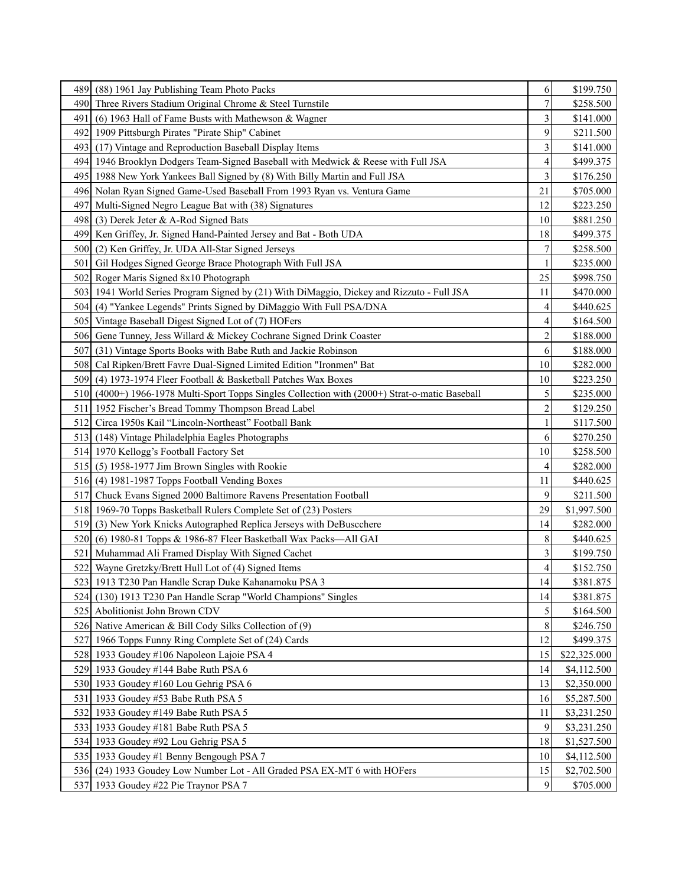| | | | |
|---|---|---|---|
| 489 | (88) 1961 Jay Publishing Team Photo Packs | 6 | $199.750 |
| 490 | Three Rivers Stadium Original Chrome & Steel Turnstile | 7 | $258.500 |
| 491 | (6) 1963 Hall of Fame Busts with Mathewson & Wagner | 3 | $141.000 |
| 492 | 1909 Pittsburgh Pirates "Pirate Ship" Cabinet | 9 | $211.500 |
| 493 | (17) Vintage and Reproduction Baseball Display Items | 3 | $141.000 |
| 494 | 1946 Brooklyn Dodgers Team-Signed Baseball with Medwick & Reese with Full JSA | 4 | $499.375 |
| 495 | 1988 New York Yankees Ball Signed by (8) With Billy Martin and Full JSA | 3 | $176.250 |
| 496 | Nolan Ryan Signed Game-Used Baseball From 1993 Ryan vs. Ventura Game | 21 | $705.000 |
| 497 | Multi-Signed Negro League Bat with (38) Signatures | 12 | $223.250 |
| 498 | (3) Derek Jeter & A-Rod Signed Bats | 10 | $881.250 |
| 499 | Ken Griffey, Jr. Signed Hand-Painted Jersey and Bat - Both UDA | 18 | $499.375 |
| 500 | (2) Ken Griffey, Jr. UDA All-Star Signed Jerseys | 7 | $258.500 |
| 501 | Gil Hodges Signed George Brace Photograph With Full JSA | 1 | $235.000 |
| 502 | Roger Maris Signed 8x10 Photograph | 25 | $998.750 |
| 503 | 1941 World Series Program Signed by (21) With DiMaggio, Dickey and Rizzuto - Full JSA | 11 | $470.000 |
| 504 | (4) "Yankee Legends" Prints Signed by DiMaggio With Full PSA/DNA | 4 | $440.625 |
| 505 | Vintage Baseball Digest Signed Lot of (7) HOFers | 4 | $164.500 |
| 506 | Gene Tunney, Jess Willard & Mickey Cochrane Signed Drink Coaster | 2 | $188.000 |
| 507 | (31) Vintage Sports Books with Babe Ruth and Jackie Robinson | 6 | $188.000 |
| 508 | Cal Ripken/Brett Favre Dual-Signed Limited Edition "Ironmen" Bat | 10 | $282.000 |
| 509 | (4) 1973-1974 Fleer Football & Basketball Patches Wax Boxes | 10 | $223.250 |
| 510 | (4000+) 1966-1978 Multi-Sport Topps Singles Collection with (2000+) Strat-o-matic Baseball | 5 | $235.000 |
| 511 | 1952 Fischer's Bread Tommy Thompson Bread Label | 2 | $129.250 |
| 512 | Circa 1950s Kail "Lincoln-Northeast" Football Bank | 1 | $117.500 |
| 513 | (148) Vintage Philadelphia Eagles Photographs | 6 | $270.250 |
| 514 | 1970 Kellogg's Football Factory Set | 10 | $258.500 |
| 515 | (5) 1958-1977 Jim Brown Singles with Rookie | 4 | $282.000 |
| 516 | (4) 1981-1987 Topps Football Vending Boxes | 11 | $440.625 |
| 517 | Chuck Evans Signed 2000 Baltimore Ravens Presentation Football | 9 | $211.500 |
| 518 | 1969-70 Topps Basketball Rulers Complete Set of (23) Posters | 29 | $1,997.500 |
| 519 | (3) New York Knicks Autographed Replica Jerseys with DeBuscchere | 14 | $282.000 |
| 520 | (6) 1980-81 Topps & 1986-87 Fleer Basketball Wax Packs—All GAI | 8 | $440.625 |
| 521 | Muhammad Ali Framed Display With Signed Cachet | 3 | $199.750 |
| 522 | Wayne Gretzky/Brett Hull Lot of (4) Signed Items | 4 | $152.750 |
| 523 | 1913 T230 Pan Handle Scrap Duke Kahanamoku PSA 3 | 14 | $381.875 |
| 524 | (130) 1913 T230 Pan Handle Scrap "World Champions" Singles | 14 | $381.875 |
| 525 | Abolitionist John Brown CDV | 5 | $164.500 |
| 526 | Native American & Bill Cody Silks Collection of (9) | 8 | $246.750 |
| 527 | 1966 Topps Funny Ring Complete Set of (24) Cards | 12 | $499.375 |
| 528 | 1933 Goudey #106 Napoleon Lajoie PSA 4 | 15 | $22,325.000 |
| 529 | 1933 Goudey #144 Babe Ruth PSA 6 | 14 | $4,112.500 |
| 530 | 1933 Goudey #160 Lou Gehrig PSA 6 | 13 | $2,350.000 |
| 531 | 1933 Goudey #53 Babe Ruth PSA 5 | 16 | $5,287.500 |
| 532 | 1933 Goudey #149 Babe Ruth PSA 5 | 11 | $3,231.250 |
| 533 | 1933 Goudey #181 Babe Ruth PSA 5 | 9 | $3,231.250 |
| 534 | 1933 Goudey #92 Lou Gehrig PSA 5 | 18 | $1,527.500 |
| 535 | 1933 Goudey #1 Benny Bengough PSA 7 | 10 | $4,112.500 |
| 536 | (24) 1933 Goudey Low Number Lot - All Graded PSA EX-MT 6 with HOFers | 15 | $2,702.500 |
| 537 | 1933 Goudey #22 Pie Traynor PSA 7 | 9 | $705.000 |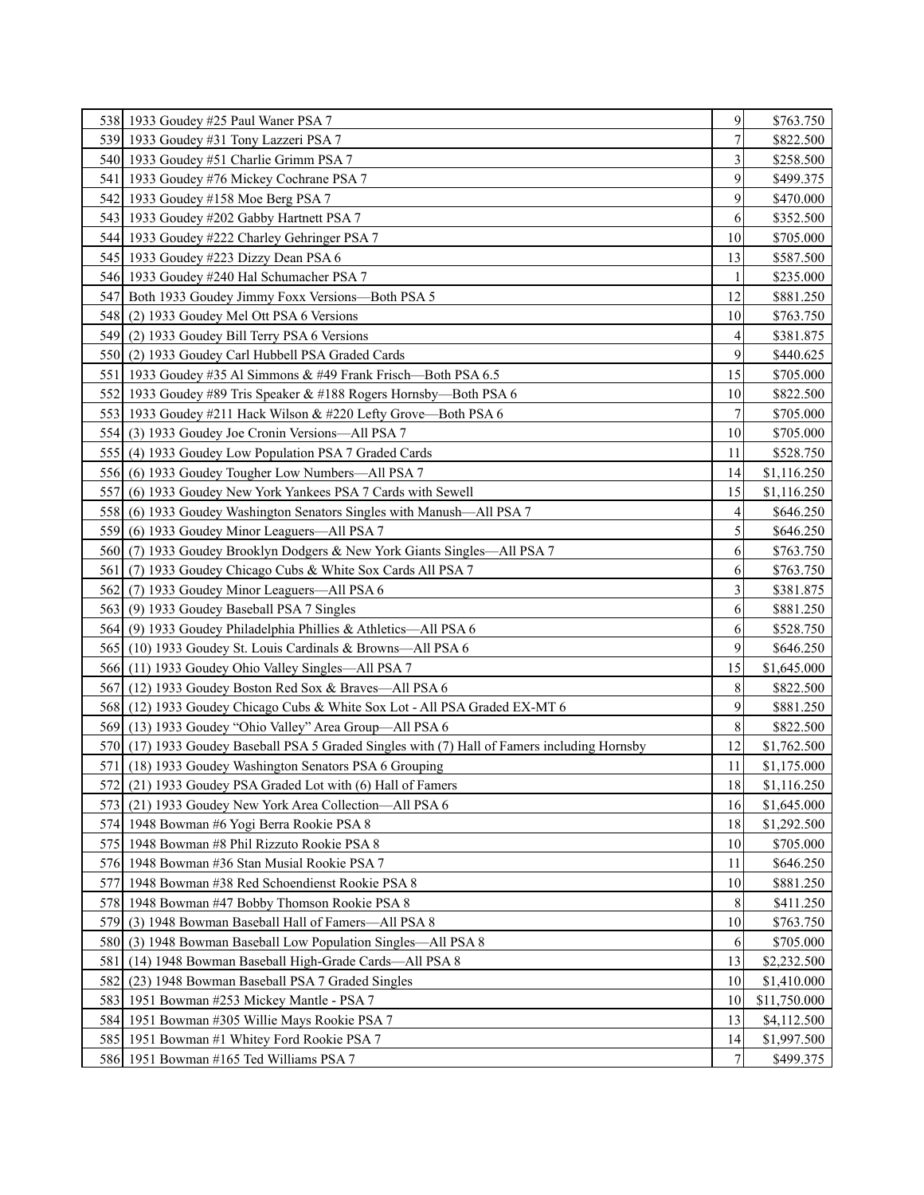| | | | |
|---|---|---|---|
| 538 | 1933 Goudey #25 Paul Waner PSA 7 | 9 | \$763.750 |
| 539 | 1933 Goudey #31 Tony Lazzeri PSA 7 | 7 | \$822.500 |
| 540 | 1933 Goudey #51 Charlie Grimm PSA 7 | 3 | \$258.500 |
| 541 | 1933 Goudey #76 Mickey Cochrane PSA 7 | 9 | \$499.375 |
| 542 | 1933 Goudey #158 Moe Berg PSA 7 | 9 | \$470.000 |
| 543 | 1933 Goudey #202 Gabby Hartnett PSA 7 | 6 | \$352.500 |
| 544 | 1933 Goudey #222 Charley Gehringer PSA 7 | 10 | \$705.000 |
| 545 | 1933 Goudey #223 Dizzy Dean PSA 6 | 13 | \$587.500 |
| 546 | 1933 Goudey #240 Hal Schumacher PSA 7 | 1 | \$235.000 |
| 547 | Both 1933 Goudey Jimmy Foxx Versions—Both PSA 5 | 12 | \$881.250 |
| 548 | (2) 1933 Goudey Mel Ott PSA 6 Versions | 10 | \$763.750 |
| 549 | (2) 1933 Goudey Bill Terry PSA 6 Versions | 4 | \$381.875 |
| 550 | (2) 1933 Goudey Carl Hubbell PSA Graded Cards | 9 | \$440.625 |
| 551 | 1933 Goudey #35 Al Simmons & #49 Frank Frisch—Both PSA 6.5 | 15 | \$705.000 |
| 552 | 1933 Goudey #89 Tris Speaker & #188 Rogers Hornsby—Both PSA 6 | 10 | \$822.500 |
| 553 | 1933 Goudey #211 Hack Wilson & #220 Lefty Grove—Both PSA 6 | 7 | \$705.000 |
| 554 | (3) 1933 Goudey Joe Cronin Versions—All PSA 7 | 10 | \$705.000 |
| 555 | (4) 1933 Goudey Low Population PSA 7 Graded Cards | 11 | \$528.750 |
| 556 | (6) 1933 Goudey Tougher Low Numbers—All PSA 7 | 14 | \$1,116.250 |
| 557 | (6) 1933 Goudey New York Yankees PSA 7 Cards with Sewell | 15 | \$1,116.250 |
| 558 | (6) 1933 Goudey Washington Senators Singles with Manush—All PSA 7 | 4 | \$646.250 |
| 559 | (6) 1933 Goudey Minor Leaguers—All PSA 7 | 5 | \$646.250 |
| 560 | (7) 1933 Goudey Brooklyn Dodgers & New York Giants Singles—All PSA 7 | 6 | \$763.750 |
| 561 | (7) 1933 Goudey Chicago Cubs & White Sox Cards All PSA 7 | 6 | \$763.750 |
| 562 | (7) 1933 Goudey Minor Leaguers—All PSA 6 | 3 | \$381.875 |
| 563 | (9) 1933 Goudey Baseball PSA 7 Singles | 6 | \$881.250 |
| 564 | (9) 1933 Goudey Philadelphia Phillies & Athletics—All PSA 6 | 6 | \$528.750 |
| 565 | (10) 1933 Goudey St. Louis Cardinals & Browns—All PSA 6 | 9 | \$646.250 |
| 566 | (11) 1933 Goudey Ohio Valley Singles—All PSA 7 | 15 | \$1,645.000 |
| 567 | (12) 1933 Goudey Boston Red Sox & Braves—All PSA 6 | 8 | \$822.500 |
| 568 | (12) 1933 Goudey Chicago Cubs & White Sox Lot - All PSA Graded EX-MT 6 | 9 | \$881.250 |
| 569 | (13) 1933 Goudey "Ohio Valley" Area Group—All PSA 6 | 8 | \$822.500 |
| 570 | (17) 1933 Goudey Baseball PSA 5 Graded Singles with (7) Hall of Famers including Hornsby | 12 | \$1,762.500 |
| 571 | (18) 1933 Goudey Washington Senators PSA 6 Grouping | 11 | \$1,175.000 |
| 572 | (21) 1933 Goudey PSA Graded Lot with (6) Hall of Famers | 18 | \$1,116.250 |
| 573 | (21) 1933 Goudey New York Area Collection—All PSA 6 | 16 | \$1,645.000 |
| 574 | 1948 Bowman #6 Yogi Berra Rookie PSA 8 | 18 | \$1,292.500 |
| 575 | 1948 Bowman #8 Phil Rizzuto Rookie PSA 8 | 10 | \$705.000 |
| 576 | 1948 Bowman #36 Stan Musial Rookie PSA 7 | 11 | \$646.250 |
| 577 | 1948 Bowman #38 Red Schoendienst Rookie PSA 8 | 10 | \$881.250 |
| 578 | 1948 Bowman #47 Bobby Thomson Rookie PSA 8 | 8 | \$411.250 |
| 579 | (3) 1948 Bowman Baseball Hall of Famers—All PSA 8 | 10 | \$763.750 |
| 580 | (3) 1948 Bowman Baseball Low Population Singles—All PSA 8 | 6 | \$705.000 |
| 581 | (14) 1948 Bowman Baseball High-Grade Cards—All PSA 8 | 13 | \$2,232.500 |
| 582 | (23) 1948 Bowman Baseball PSA 7 Graded Singles | 10 | \$1,410.000 |
| 583 | 1951 Bowman #253 Mickey Mantle - PSA 7 | 10 | \$11,750.000 |
| 584 | 1951 Bowman #305 Willie Mays Rookie PSA 7 | 13 | \$4,112.500 |
| 585 | 1951 Bowman #1 Whitey Ford Rookie PSA 7 | 14 | \$1,997.500 |
| 586 | 1951 Bowman #165 Ted Williams PSA 7 | 7 | \$499.375 |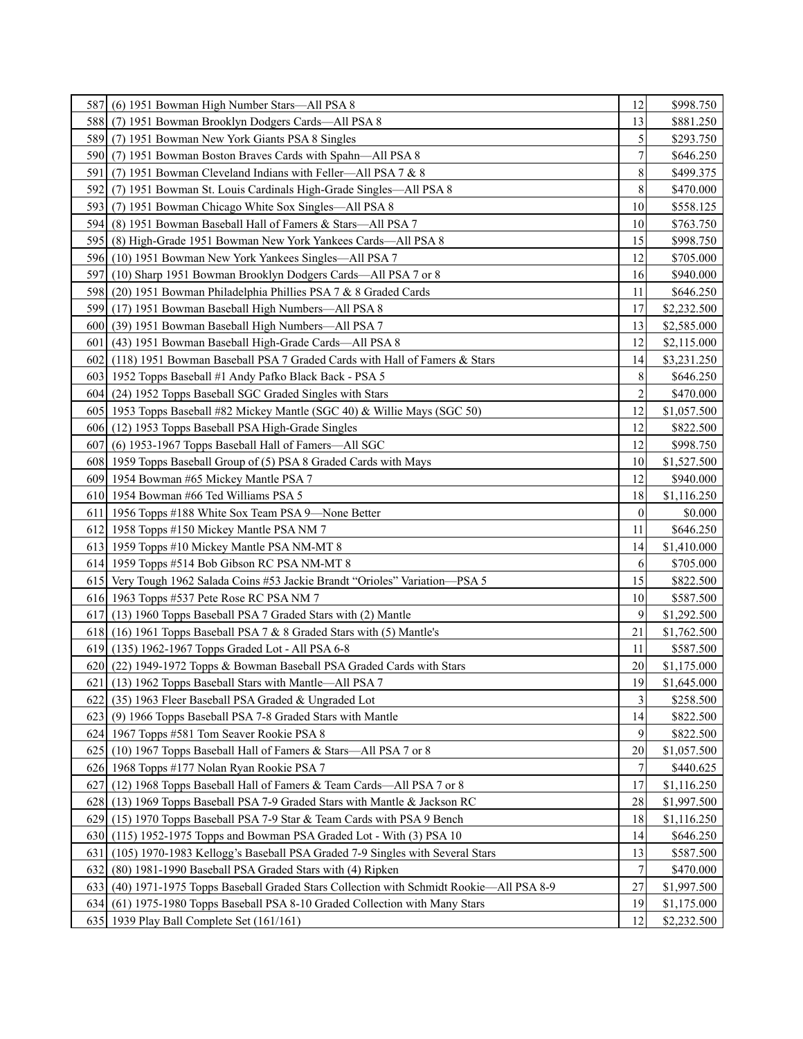| | | | |
|---|---|---|---|
| 587 | (6) 1951 Bowman High Number Stars—All PSA 8 | 12 | \$998.750 |
| 588 | (7) 1951 Bowman Brooklyn Dodgers Cards—All PSA 8 | 13 | \$881.250 |
| 589 | (7) 1951 Bowman New York Giants PSA 8 Singles | 5 | \$293.750 |
| 590 | (7) 1951 Bowman Boston Braves Cards with Spahn—All PSA 8 | 7 | \$646.250 |
| 591 | (7) 1951 Bowman Cleveland Indians with Feller—All PSA 7 & 8 | 8 | \$499.375 |
| 592 | (7) 1951 Bowman St. Louis Cardinals High-Grade Singles—All PSA 8 | 8 | \$470.000 |
| 593 | (7) 1951 Bowman Chicago White Sox Singles—All PSA 8 | 10 | \$558.125 |
| 594 | (8) 1951 Bowman Baseball Hall of Famers & Stars—All PSA 7 | 10 | \$763.750 |
| 595 | (8) High-Grade 1951 Bowman New York Yankees Cards—All PSA 8 | 15 | \$998.750 |
| 596 | (10) 1951 Bowman New York Yankees Singles—All PSA 7 | 12 | \$705.000 |
| 597 | (10) Sharp 1951 Bowman Brooklyn Dodgers Cards—All PSA 7 or 8 | 16 | \$940.000 |
| 598 | (20) 1951 Bowman Philadelphia Phillies PSA 7 & 8 Graded Cards | 11 | \$646.250 |
| 599 | (17) 1951 Bowman Baseball High Numbers—All PSA 8 | 17 | \$2,232.500 |
| 600 | (39) 1951 Bowman Baseball High Numbers—All PSA 7 | 13 | \$2,585.000 |
| 601 | (43) 1951 Bowman Baseball High-Grade Cards—All PSA 8 | 12 | \$2,115.000 |
| 602 | (118) 1951 Bowman Baseball PSA 7 Graded Cards with Hall of Famers & Stars | 14 | \$3,231.250 |
| 603 | 1952 Topps Baseball #1 Andy Pafko Black Back - PSA 5 | 8 | \$646.250 |
| 604 | (24) 1952 Topps Baseball SGC Graded Singles with Stars | 2 | \$470.000 |
| 605 | 1953 Topps Baseball #82 Mickey Mantle (SGC 40) & Willie Mays (SGC 50) | 12 | \$1,057.500 |
| 606 | (12) 1953 Topps Baseball PSA High-Grade Singles | 12 | \$822.500 |
| 607 | (6) 1953-1967 Topps Baseball Hall of Famers—All SGC | 12 | \$998.750 |
| 608 | 1959 Topps Baseball Group of (5) PSA 8 Graded Cards with Mays | 10 | \$1,527.500 |
| 609 | 1954 Bowman #65 Mickey Mantle PSA 7 | 12 | \$940.000 |
| 610 | 1954 Bowman #66 Ted Williams PSA 5 | 18 | \$1,116.250 |
| 611 | 1956 Topps #188 White Sox Team PSA 9—None Better | 0 | \$0.000 |
| 612 | 1958 Topps #150 Mickey Mantle PSA NM 7 | 11 | \$646.250 |
| 613 | 1959 Topps #10 Mickey Mantle PSA NM-MT 8 | 14 | \$1,410.000 |
| 614 | 1959 Topps #514 Bob Gibson RC PSA NM-MT 8 | 6 | \$705.000 |
| 615 | Very Tough 1962 Salada Coins #53 Jackie Brandt "Orioles" Variation—PSA 5 | 15 | \$822.500 |
| 616 | 1963 Topps #537 Pete Rose RC PSA NM 7 | 10 | \$587.500 |
| 617 | (13) 1960 Topps Baseball PSA 7 Graded Stars with (2) Mantle | 9 | \$1,292.500 |
| 618 | (16) 1961 Topps Baseball PSA 7 & 8 Graded Stars with (5) Mantle's | 21 | \$1,762.500 |
| 619 | (135) 1962-1967 Topps Graded Lot - All PSA 6-8 | 11 | \$587.500 |
| 620 | (22) 1949-1972 Topps & Bowman Baseball PSA Graded Cards with Stars | 20 | \$1,175.000 |
| 621 | (13) 1962 Topps Baseball Stars with Mantle—All PSA 7 | 19 | \$1,645.000 |
| 622 | (35) 1963 Fleer Baseball PSA Graded & Ungraded Lot | 3 | \$258.500 |
| 623 | (9) 1966 Topps Baseball PSA 7-8 Graded Stars with Mantle | 14 | \$822.500 |
| 624 | 1967 Topps #581 Tom Seaver Rookie PSA 8 | 9 | \$822.500 |
| 625 | (10) 1967 Topps Baseball Hall of Famers & Stars—All PSA 7 or 8 | 20 | \$1,057.500 |
| 626 | 1968 Topps #177 Nolan Ryan Rookie PSA 7 | 7 | \$440.625 |
| 627 | (12) 1968 Topps Baseball Hall of Famers & Team Cards—All PSA 7 or 8 | 17 | \$1,116.250 |
| 628 | (13) 1969 Topps Baseball PSA 7-9 Graded Stars with Mantle & Jackson RC | 28 | \$1,997.500 |
| 629 | (15) 1970 Topps Baseball PSA 7-9 Star & Team Cards with PSA 9 Bench | 18 | \$1,116.250 |
| 630 | (115) 1952-1975 Topps and Bowman PSA Graded Lot - With (3) PSA 10 | 14 | \$646.250 |
| 631 | (105) 1970-1983 Kellogg's Baseball PSA Graded 7-9 Singles with Several Stars | 13 | \$587.500 |
| 632 | (80) 1981-1990 Baseball PSA Graded Stars with (4) Ripken | 7 | \$470.000 |
| 633 | (40) 1971-1975 Topps Baseball Graded Stars Collection with Schmidt Rookie—All PSA 8-9 | 27 | \$1,997.500 |
| 634 | (61) 1975-1980 Topps Baseball PSA 8-10 Graded Collection with Many Stars | 19 | \$1,175.000 |
| 635 | 1939 Play Ball Complete Set (161/161) | 12 | \$2,232.500 |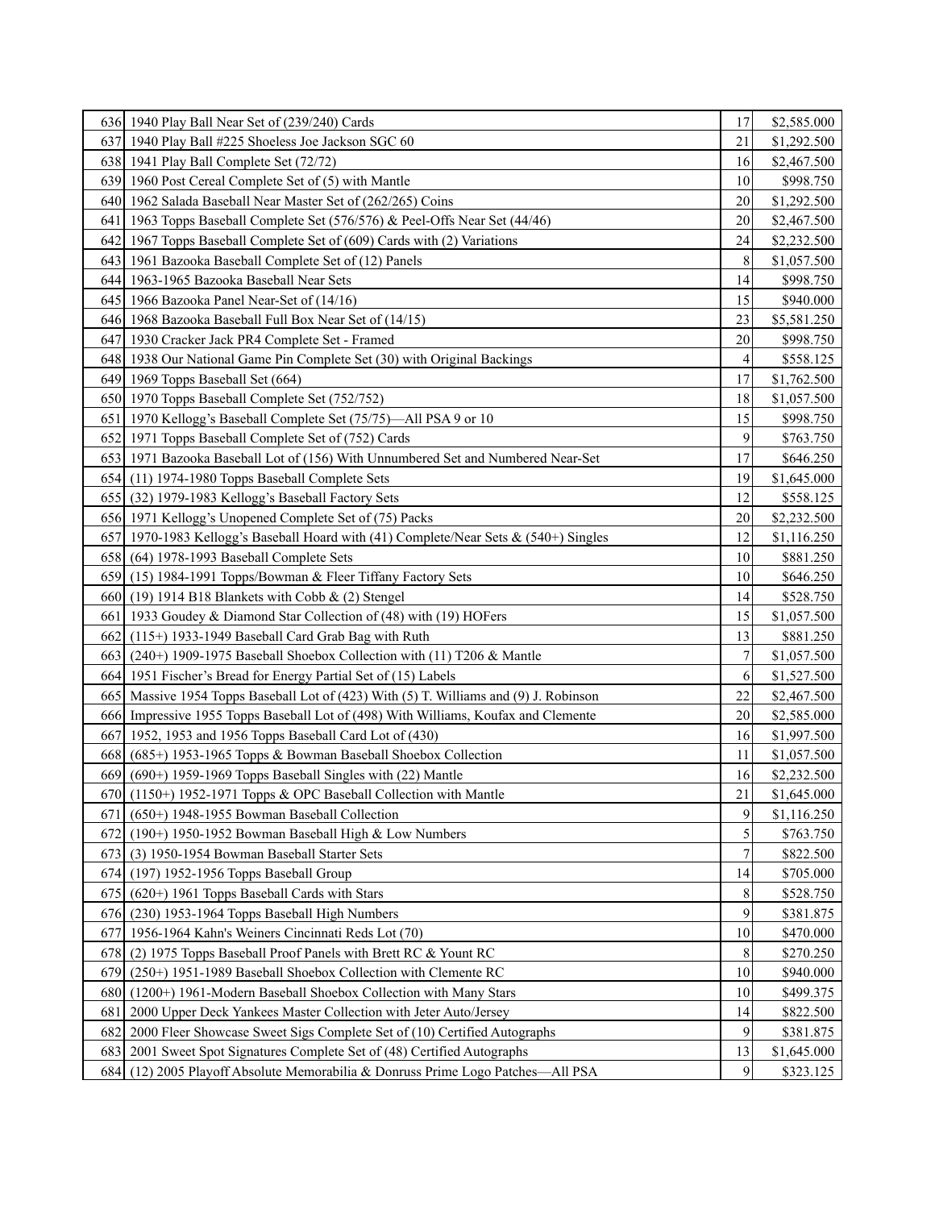| | | | |
|---|---|---|---|
| 636 | 1940 Play Ball Near Set of (239/240) Cards | 17 | $2,585.000 |
| 637 | 1940 Play Ball #225 Shoeless Joe Jackson SGC 60 | 21 | $1,292.500 |
| 638 | 1941 Play Ball Complete Set (72/72) | 16 | $2,467.500 |
| 639 | 1960 Post Cereal Complete Set of (5) with Mantle | 10 | $998.750 |
| 640 | 1962 Salada Baseball Near Master Set of (262/265) Coins | 20 | $1,292.500 |
| 641 | 1963 Topps Baseball Complete Set (576/576) & Peel-Offs Near Set (44/46) | 20 | $2,467.500 |
| 642 | 1967 Topps Baseball Complete Set of (609) Cards with (2) Variations | 24 | $2,232.500 |
| 643 | 1961 Bazooka Baseball Complete Set of (12) Panels | 8 | $1,057.500 |
| 644 | 1963-1965 Bazooka Baseball Near Sets | 14 | $998.750 |
| 645 | 1966 Bazooka Panel Near-Set of (14/16) | 15 | $940.000 |
| 646 | 1968 Bazooka Baseball Full Box Near Set of (14/15) | 23 | $5,581.250 |
| 647 | 1930 Cracker Jack PR4 Complete Set - Framed | 20 | $998.750 |
| 648 | 1938 Our National Game Pin Complete Set (30) with Original Backings | 4 | $558.125 |
| 649 | 1969 Topps Baseball Set (664) | 17 | $1,762.500 |
| 650 | 1970 Topps Baseball Complete Set (752/752) | 18 | $1,057.500 |
| 651 | 1970 Kellogg's Baseball Complete Set (75/75)—All PSA 9 or 10 | 15 | $998.750 |
| 652 | 1971 Topps Baseball Complete Set of (752) Cards | 9 | $763.750 |
| 653 | 1971 Bazooka Baseball Lot of (156) With Unnumbered Set and Numbered Near-Set | 17 | $646.250 |
| 654 | (11) 1974-1980 Topps Baseball Complete Sets | 19 | $1,645.000 |
| 655 | (32) 1979-1983 Kellogg's Baseball Factory Sets | 12 | $558.125 |
| 656 | 1971 Kellogg's Unopened Complete Set of (75) Packs | 20 | $2,232.500 |
| 657 | 1970-1983 Kellogg's Baseball Hoard with (41) Complete/Near Sets & (540+) Singles | 12 | $1,116.250 |
| 658 | (64) 1978-1993 Baseball Complete Sets | 10 | $881.250 |
| 659 | (15) 1984-1991 Topps/Bowman & Fleer Tiffany Factory Sets | 10 | $646.250 |
| 660 | (19) 1914 B18 Blankets with Cobb & (2) Stengel | 14 | $528.750 |
| 661 | 1933 Goudey & Diamond Star Collection of (48) with (19) HOFers | 15 | $1,057.500 |
| 662 | (115+) 1933-1949 Baseball Card Grab Bag with Ruth | 13 | $881.250 |
| 663 | (240+) 1909-1975 Baseball Shoebox Collection with (11) T206 & Mantle | 7 | $1,057.500 |
| 664 | 1951 Fischer's Bread for Energy Partial Set of (15) Labels | 6 | $1,527.500 |
| 665 | Massive 1954 Topps Baseball Lot of (423) With (5) T. Williams and (9) J. Robinson | 22 | $2,467.500 |
| 666 | Impressive 1955 Topps Baseball Lot of (498) With Williams, Koufax and Clemente | 20 | $2,585.000 |
| 667 | 1952, 1953 and 1956 Topps Baseball Card Lot of (430) | 16 | $1,997.500 |
| 668 | (685+) 1953-1965 Topps & Bowman Baseball Shoebox Collection | 11 | $1,057.500 |
| 669 | (690+) 1959-1969 Topps Baseball Singles with (22) Mantle | 16 | $2,232.500 |
| 670 | (1150+) 1952-1971 Topps & OPC Baseball Collection with Mantle | 21 | $1,645.000 |
| 671 | (650+) 1948-1955 Bowman Baseball Collection | 9 | $1,116.250 |
| 672 | (190+) 1950-1952 Bowman Baseball High & Low Numbers | 5 | $763.750 |
| 673 | (3) 1950-1954 Bowman Baseball Starter Sets | 7 | $822.500 |
| 674 | (197) 1952-1956 Topps Baseball Group | 14 | $705.000 |
| 675 | (620+) 1961 Topps Baseball Cards with Stars | 8 | $528.750 |
| 676 | (230) 1953-1964 Topps Baseball High Numbers | 9 | $381.875 |
| 677 | 1956-1964 Kahn's Weiners Cincinnati Reds Lot (70) | 10 | $470.000 |
| 678 | (2) 1975 Topps Baseball Proof Panels with Brett RC & Yount RC | 8 | $270.250 |
| 679 | (250+) 1951-1989 Baseball Shoebox Collection with Clemente RC | 10 | $940.000 |
| 680 | (1200+) 1961-Modern Baseball Shoebox Collection with Many Stars | 10 | $499.375 |
| 681 | 2000 Upper Deck Yankees Master Collection with Jeter Auto/Jersey | 14 | $822.500 |
| 682 | 2000 Fleer Showcase Sweet Sigs Complete Set of (10) Certified Autographs | 9 | $381.875 |
| 683 | 2001 Sweet Spot Signatures Complete Set of (48) Certified Autographs | 13 | $1,645.000 |
| 684 | (12) 2005 Playoff Absolute Memorabilia & Donruss Prime Logo Patches—All PSA | 9 | $323.125 |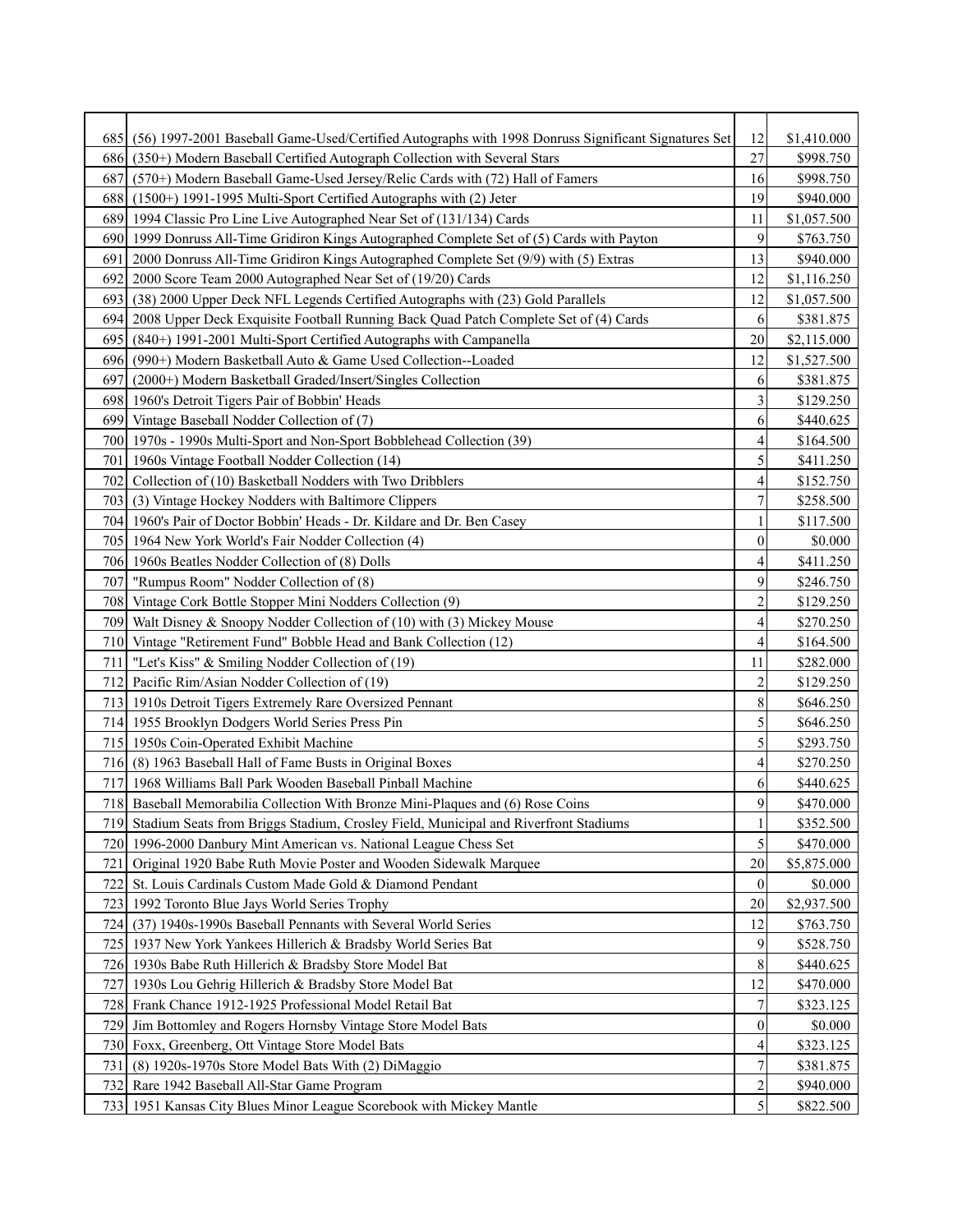| | | | |
|---|---|---|---|
| 685 | (56) 1997-2001 Baseball Game-Used/Certified Autographs with 1998 Donruss Significant Signatures Set | 12 | $1,410.000 |
| 686 | (350+) Modern Baseball Certified Autograph Collection with Several Stars | 27 | $998.750 |
| 687 | (570+) Modern Baseball Game-Used Jersey/Relic Cards with (72) Hall of Famers | 16 | $998.750 |
| 688 | (1500+) 1991-1995 Multi-Sport Certified Autographs with (2) Jeter | 19 | $940.000 |
| 689 | 1994 Classic Pro Line Live Autographed Near Set of (131/134) Cards | 11 | $1,057.500 |
| 690 | 1999 Donruss All-Time Gridiron Kings Autographed Complete Set of (5) Cards with Payton | 9 | $763.750 |
| 691 | 2000 Donruss All-Time Gridiron Kings Autographed Complete Set (9/9) with (5) Extras | 13 | $940.000 |
| 692 | 2000 Score Team 2000 Autographed Near Set of (19/20) Cards | 12 | $1,116.250 |
| 693 | (38) 2000 Upper Deck NFL Legends Certified Autographs with (23) Gold Parallels | 12 | $1,057.500 |
| 694 | 2008 Upper Deck Exquisite Football Running Back Quad Patch Complete Set of (4) Cards | 6 | $381.875 |
| 695 | (840+) 1991-2001 Multi-Sport Certified Autographs with Campanella | 20 | $2,115.000 |
| 696 | (990+) Modern Basketball Auto & Game Used Collection--Loaded | 12 | $1,527.500 |
| 697 | (2000+) Modern Basketball Graded/Insert/Singles Collection | 6 | $381.875 |
| 698 | 1960's Detroit Tigers Pair of Bobbin' Heads | 3 | $129.250 |
| 699 | Vintage Baseball Nodder Collection of (7) | 6 | $440.625 |
| 700 | 1970s - 1990s Multi-Sport and Non-Sport Bobblehead Collection (39) | 4 | $164.500 |
| 701 | 1960s Vintage Football Nodder Collection (14) | 5 | $411.250 |
| 702 | Collection of (10) Basketball Nodders with Two Dribblers | 4 | $152.750 |
| 703 | (3) Vintage Hockey Nodders with Baltimore Clippers | 7 | $258.500 |
| 704 | 1960's Pair of Doctor Bobbin' Heads - Dr. Kildare and Dr. Ben Casey | 1 | $117.500 |
| 705 | 1964 New York World's Fair Nodder Collection (4) | 0 | $0.000 |
| 706 | 1960s Beatles Nodder Collection of (8) Dolls | 4 | $411.250 |
| 707 | "Rumpus Room" Nodder Collection of (8) | 9 | $246.750 |
| 708 | Vintage Cork Bottle Stopper Mini Nodders Collection (9) | 2 | $129.250 |
| 709 | Walt Disney & Snoopy Nodder Collection of (10) with (3) Mickey Mouse | 4 | $270.250 |
| 710 | Vintage "Retirement Fund" Bobble Head and Bank Collection (12) | 4 | $164.500 |
| 711 | "Let's Kiss" & Smiling Nodder Collection of (19) | 11 | $282.000 |
| 712 | Pacific Rim/Asian Nodder Collection of (19) | 2 | $129.250 |
| 713 | 1910s Detroit Tigers Extremely Rare Oversized Pennant | 8 | $646.250 |
| 714 | 1955 Brooklyn Dodgers World Series Press Pin | 5 | $646.250 |
| 715 | 1950s Coin-Operated Exhibit Machine | 5 | $293.750 |
| 716 | (8) 1963 Baseball Hall of Fame Busts in Original Boxes | 4 | $270.250 |
| 717 | 1968 Williams Ball Park Wooden Baseball Pinball Machine | 6 | $440.625 |
| 718 | Baseball Memorabilia Collection With Bronze Mini-Plaques and (6) Rose Coins | 9 | $470.000 |
| 719 | Stadium Seats from Briggs Stadium, Crosley Field, Municipal and Riverfront Stadiums | 1 | $352.500 |
| 720 | 1996-2000 Danbury Mint American vs. National League Chess Set | 5 | $470.000 |
| 721 | Original 1920 Babe Ruth Movie Poster and Wooden Sidewalk Marquee | 20 | $5,875.000 |
| 722 | St. Louis Cardinals Custom Made Gold & Diamond Pendant | 0 | $0.000 |
| 723 | 1992 Toronto Blue Jays World Series Trophy | 20 | $2,937.500 |
| 724 | (37) 1940s-1990s Baseball Pennants with Several World Series | 12 | $763.750 |
| 725 | 1937 New York Yankees Hillerich & Bradsby World Series Bat | 9 | $528.750 |
| 726 | 1930s Babe Ruth Hillerich & Bradsby Store Model Bat | 8 | $440.625 |
| 727 | 1930s Lou Gehrig Hillerich & Bradsby Store Model Bat | 12 | $470.000 |
| 728 | Frank Chance 1912-1925 Professional Model Retail Bat | 7 | $323.125 |
| 729 | Jim Bottomley and Rogers Hornsby Vintage Store Model Bats | 0 | $0.000 |
| 730 | Foxx, Greenberg, Ott Vintage Store Model Bats | 4 | $323.125 |
| 731 | (8) 1920s-1970s Store Model Bats With (2) DiMaggio | 7 | $381.875 |
| 732 | Rare 1942 Baseball All-Star Game Program | 2 | $940.000 |
| 733 | 1951 Kansas City Blues Minor League Scorebook with Mickey Mantle | 5 | $822.500 |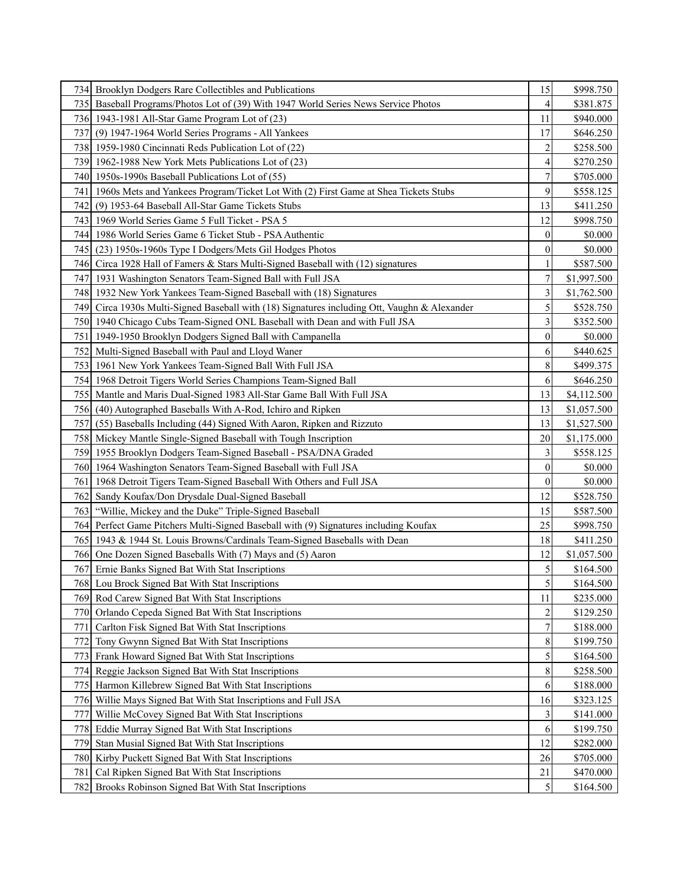| 734 | Brooklyn Dodgers Rare Collectibles and Publications | 15 | $998.750 |
|---|---|---|---|
| 735 | Baseball Programs/Photos Lot of (39) With 1947 World Series News Service Photos | 4 | $381.875 |
| 736 | 1943-1981 All-Star Game Program Lot of (23) | 11 | $940.000 |
| 737 | (9) 1947-1964 World Series Programs - All Yankees | 17 | $646.250 |
| 738 | 1959-1980 Cincinnati Reds Publication Lot of (22) | 2 | $258.500 |
| 739 | 1962-1988 New York Mets Publications Lot of (23) | 4 | $270.250 |
| 740 | 1950s-1990s Baseball Publications Lot of (55) | 7 | $705.000 |
| 741 | 1960s Mets and Yankees Program/Ticket Lot With (2) First Game at Shea Tickets Stubs | 9 | $558.125 |
| 742 | (9) 1953-64 Baseball All-Star Game Tickets Stubs | 13 | $411.250 |
| 743 | 1969 World Series Game 5 Full Ticket - PSA 5 | 12 | $998.750 |
| 744 | 1986 World Series Game 6 Ticket Stub - PSA Authentic | 0 | $0.000 |
| 745 | (23) 1950s-1960s Type I Dodgers/Mets Gil Hodges Photos | 0 | $0.000 |
| 746 | Circa 1928 Hall of Famers & Stars Multi-Signed Baseball with (12) signatures | 1 | $587.500 |
| 747 | 1931 Washington Senators Team-Signed Ball with Full JSA | 7 | $1,997.500 |
| 748 | 1932 New York Yankees Team-Signed Baseball with (18) Signatures | 3 | $1,762.500 |
| 749 | Circa 1930s Multi-Signed Baseball with (18) Signatures including Ott, Vaughn & Alexander | 5 | $528.750 |
| 750 | 1940 Chicago Cubs Team-Signed ONL Baseball with Dean and with Full JSA | 3 | $352.500 |
| 751 | 1949-1950 Brooklyn Dodgers Signed Ball with Campanella | 0 | $0.000 |
| 752 | Multi-Signed Baseball with Paul and Lloyd Waner | 6 | $440.625 |
| 753 | 1961 New York Yankees Team-Signed Ball With Full JSA | 8 | $499.375 |
| 754 | 1968 Detroit Tigers World Series Champions Team-Signed Ball | 6 | $646.250 |
| 755 | Mantle and Maris Dual-Signed 1983 All-Star Game Ball With Full JSA | 13 | $4,112.500 |
| 756 | (40) Autographed Baseballs With A-Rod, Ichiro and Ripken | 13 | $1,057.500 |
| 757 | (55) Baseballs Including (44) Signed With Aaron, Ripken and Rizzuto | 13 | $1,527.500 |
| 758 | Mickey Mantle Single-Signed Baseball with Tough Inscription | 20 | $1,175.000 |
| 759 | 1955 Brooklyn Dodgers Team-Signed Baseball - PSA/DNA Graded | 3 | $558.125 |
| 760 | 1964 Washington Senators Team-Signed Baseball with Full JSA | 0 | $0.000 |
| 761 | 1968 Detroit Tigers Team-Signed Baseball With Others and Full JSA | 0 | $0.000 |
| 762 | Sandy Koufax/Don Drysdale Dual-Signed Baseball | 12 | $528.750 |
| 763 | "Willie, Mickey and the Duke" Triple-Signed Baseball | 15 | $587.500 |
| 764 | Perfect Game Pitchers Multi-Signed Baseball with (9) Signatures including Koufax | 25 | $998.750 |
| 765 | 1943 & 1944 St. Louis Browns/Cardinals Team-Signed Baseballs with Dean | 18 | $411.250 |
| 766 | One Dozen Signed Baseballs With (7) Mays and (5) Aaron | 12 | $1,057.500 |
| 767 | Ernie Banks Signed Bat With Stat Inscriptions | 5 | $164.500 |
| 768 | Lou Brock Signed Bat With Stat Inscriptions | 5 | $164.500 |
| 769 | Rod Carew Signed Bat With Stat Inscriptions | 11 | $235.000 |
| 770 | Orlando Cepeda Signed Bat With Stat Inscriptions | 2 | $129.250 |
| 771 | Carlton Fisk Signed Bat With Stat Inscriptions | 7 | $188.000 |
| 772 | Tony Gwynn Signed Bat With Stat Inscriptions | 8 | $199.750 |
| 773 | Frank Howard Signed Bat With Stat Inscriptions | 5 | $164.500 |
| 774 | Reggie Jackson Signed Bat With Stat Inscriptions | 8 | $258.500 |
| 775 | Harmon Killebrew Signed Bat With Stat Inscriptions | 6 | $188.000 |
| 776 | Willie Mays Signed Bat With Stat Inscriptions and Full JSA | 16 | $323.125 |
| 777 | Willie McCovey Signed Bat With Stat Inscriptions | 3 | $141.000 |
| 778 | Eddie Murray Signed Bat With Stat Inscriptions | 6 | $199.750 |
| 779 | Stan Musial Signed Bat With Stat Inscriptions | 12 | $282.000 |
| 780 | Kirby Puckett Signed Bat With Stat Inscriptions | 26 | $705.000 |
| 781 | Cal Ripken Signed Bat With Stat Inscriptions | 21 | $470.000 |
| 782 | Brooks Robinson Signed Bat With Stat Inscriptions | 5 | $164.500 |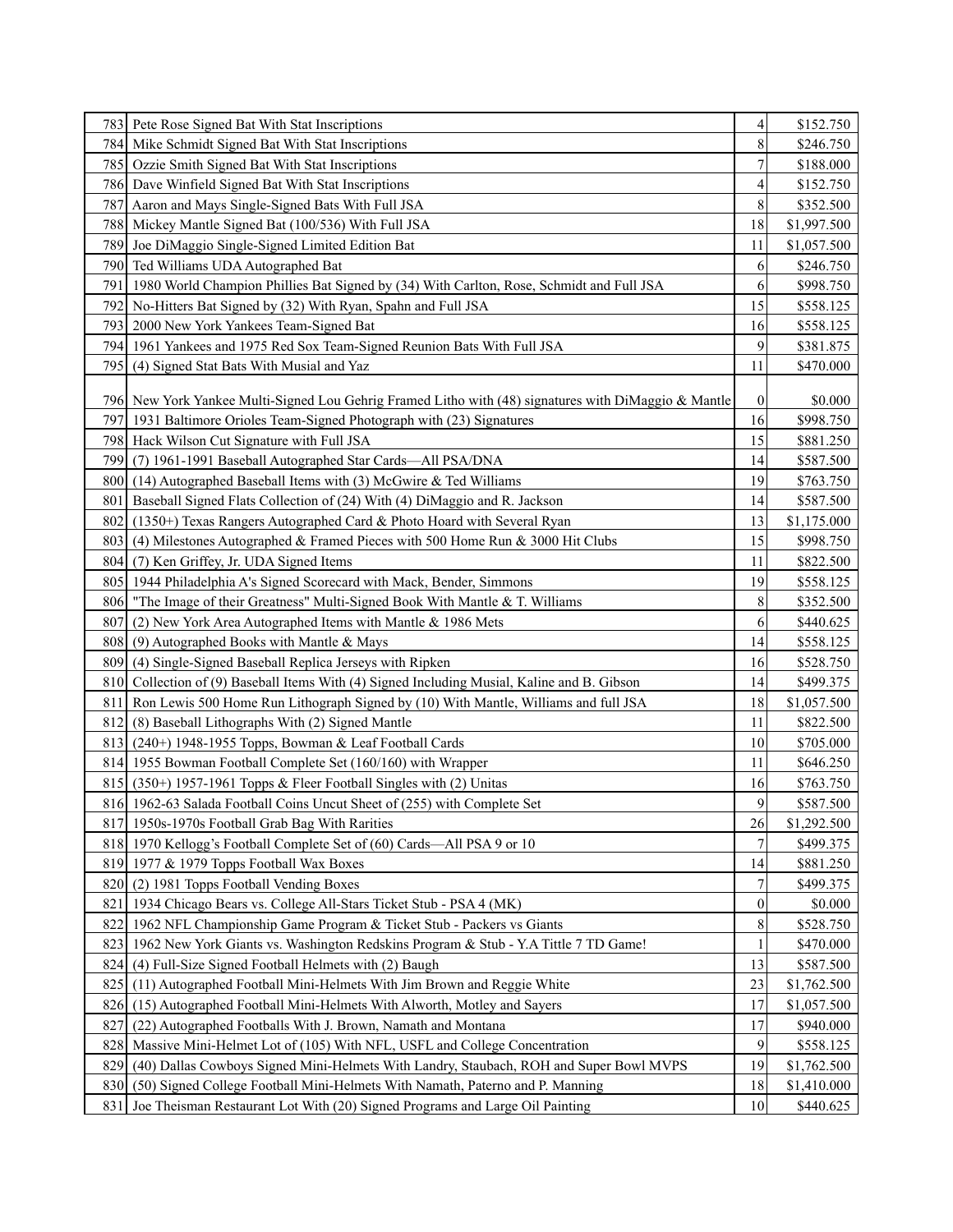| | | | |
|---|---|---|---|
| 783 | Pete Rose Signed Bat With Stat Inscriptions | 4 | $152.750 |
| 784 | Mike Schmidt Signed Bat With Stat Inscriptions | 8 | $246.750 |
| 785 | Ozzie Smith Signed Bat With Stat Inscriptions | 7 | $188.000 |
| 786 | Dave Winfield Signed Bat With Stat Inscriptions | 4 | $152.750 |
| 787 | Aaron and Mays Single-Signed Bats With Full JSA | 8 | $352.500 |
| 788 | Mickey Mantle Signed Bat (100/536) With Full JSA | 18 | $1,997.500 |
| 789 | Joe DiMaggio Single-Signed Limited Edition Bat | 11 | $1,057.500 |
| 790 | Ted Williams UDA Autographed Bat | 6 | $246.750 |
| 791 | 1980 World Champion Phillies Bat Signed by (34) With Carlton, Rose, Schmidt and Full JSA | 6 | $998.750 |
| 792 | No-Hitters Bat Signed by (32) With Ryan, Spahn and Full JSA | 15 | $558.125 |
| 793 | 2000 New York Yankees Team-Signed Bat | 16 | $558.125 |
| 794 | 1961 Yankees and 1975 Red Sox Team-Signed Reunion Bats With Full JSA | 9 | $381.875 |
| 795 | (4) Signed Stat Bats With Musial and Yaz | 11 | $470.000 |
| 796 | New York Yankee Multi-Signed Lou Gehrig Framed Litho with (48) signatures with DiMaggio & Mantle | 0 | $0.000 |
| 797 | 1931 Baltimore Orioles Team-Signed Photograph with (23) Signatures | 16 | $998.750 |
| 798 | Hack Wilson Cut Signature with Full JSA | 15 | $881.250 |
| 799 | (7) 1961-1991 Baseball Autographed Star Cards—All PSA/DNA | 14 | $587.500 |
| 800 | (14) Autographed Baseball Items with (3) McGwire & Ted Williams | 19 | $763.750 |
| 801 | Baseball Signed Flats Collection of (24) With (4) DiMaggio and R. Jackson | 14 | $587.500 |
| 802 | (1350+) Texas Rangers Autographed Card & Photo Hoard with Several Ryan | 13 | $1,175.000 |
| 803 | (4) Milestones Autographed & Framed Pieces with 500 Home Run & 3000 Hit Clubs | 15 | $998.750 |
| 804 | (7) Ken Griffey, Jr. UDA Signed Items | 11 | $822.500 |
| 805 | 1944 Philadelphia A's Signed Scorecard with Mack, Bender, Simmons | 19 | $558.125 |
| 806 | "The Image of their Greatness" Multi-Signed Book With Mantle & T. Williams | 8 | $352.500 |
| 807 | (2) New York Area Autographed Items with Mantle & 1986 Mets | 6 | $440.625 |
| 808 | (9) Autographed Books with Mantle & Mays | 14 | $558.125 |
| 809 | (4) Single-Signed Baseball Replica Jerseys with Ripken | 16 | $528.750 |
| 810 | Collection of (9) Baseball Items With (4) Signed Including Musial, Kaline and B. Gibson | 14 | $499.375 |
| 811 | Ron Lewis 500 Home Run Lithograph Signed by (10) With Mantle, Williams and full JSA | 18 | $1,057.500 |
| 812 | (8) Baseball Lithographs With (2) Signed Mantle | 11 | $822.500 |
| 813 | (240+) 1948-1955 Topps, Bowman & Leaf Football Cards | 10 | $705.000 |
| 814 | 1955 Bowman Football Complete Set (160/160) with Wrapper | 11 | $646.250 |
| 815 | (350+) 1957-1961 Topps & Fleer Football Singles with (2) Unitas | 16 | $763.750 |
| 816 | 1962-63 Salada Football Coins Uncut Sheet of (255) with Complete Set | 9 | $587.500 |
| 817 | 1950s-1970s Football Grab Bag With Rarities | 26 | $1,292.500 |
| 818 | 1970 Kellogg's Football Complete Set of (60) Cards—All PSA 9 or 10 | 7 | $499.375 |
| 819 | 1977 & 1979 Topps Football Wax Boxes | 14 | $881.250 |
| 820 | (2) 1981 Topps Football Vending Boxes | 7 | $499.375 |
| 821 | 1934 Chicago Bears vs. College All-Stars Ticket Stub - PSA 4 (MK) | 0 | $0.000 |
| 822 | 1962 NFL Championship Game Program & Ticket Stub - Packers vs Giants | 8 | $528.750 |
| 823 | 1962 New York Giants vs. Washington Redskins Program & Stub - Y.A Tittle 7 TD Game! | 1 | $470.000 |
| 824 | (4) Full-Size Signed Football Helmets with (2) Baugh | 13 | $587.500 |
| 825 | (11) Autographed Football Mini-Helmets With Jim Brown and Reggie White | 23 | $1,762.500 |
| 826 | (15) Autographed Football Mini-Helmets With Alworth, Motley and Sayers | 17 | $1,057.500 |
| 827 | (22) Autographed Footballs With J. Brown, Namath and Montana | 17 | $940.000 |
| 828 | Massive Mini-Helmet Lot of (105) With NFL, USFL and College Concentration | 9 | $558.125 |
| 829 | (40) Dallas Cowboys Signed Mini-Helmets With Landry, Staubach, ROH and Super Bowl MVPS | 19 | $1,762.500 |
| 830 | (50) Signed College Football Mini-Helmets With Namath, Paterno and P. Manning | 18 | $1,410.000 |
| 831 | Joe Theisman Restaurant Lot With (20) Signed Programs and Large Oil Painting | 10 | $440.625 |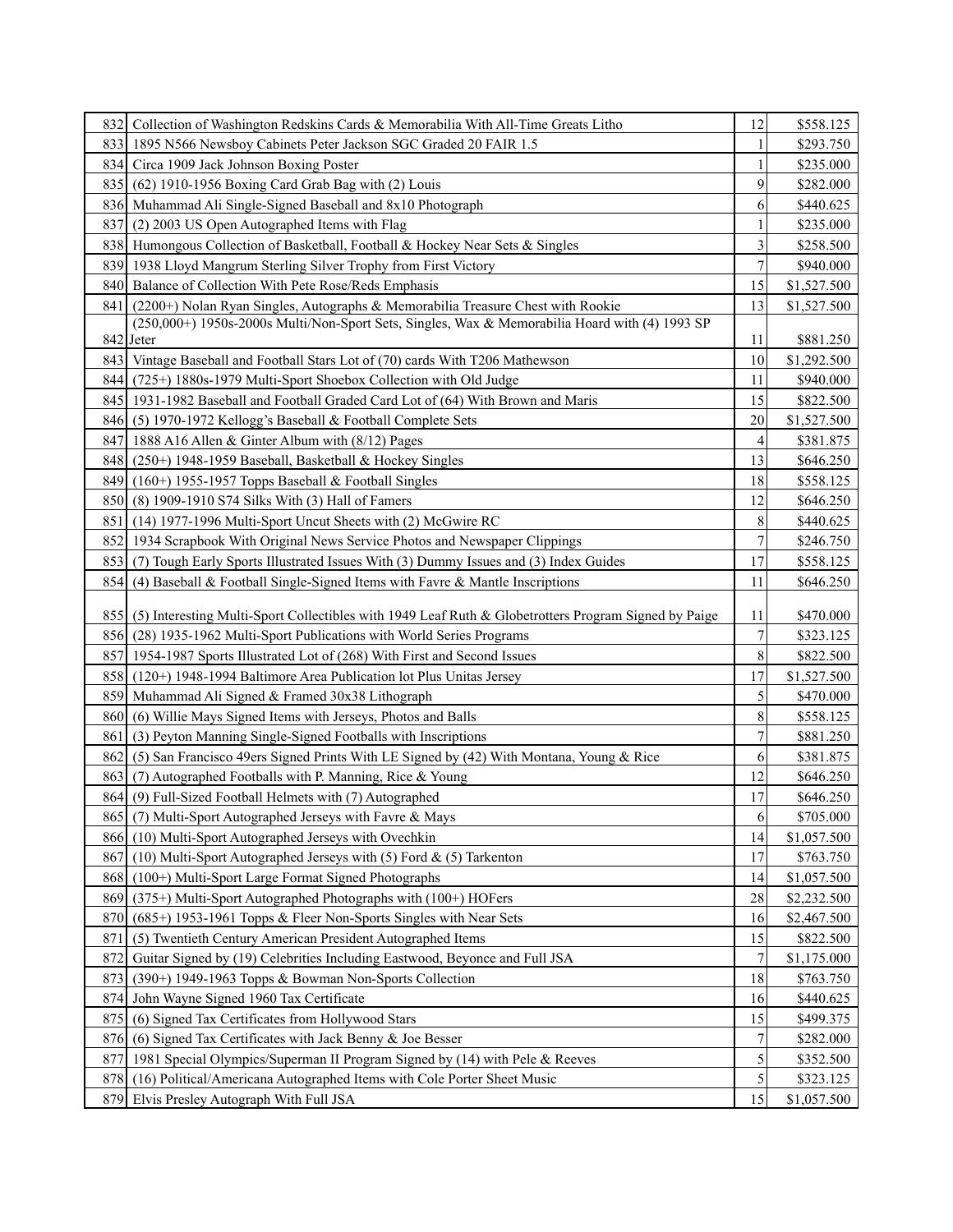| | | | |
|---|---|---|---|
| 832 | Collection of Washington Redskins Cards & Memorabilia With All-Time Greats Litho | 12 | $558.125 |
| 833 | 1895 N566 Newsboy Cabinets Peter Jackson SGC Graded 20 FAIR 1.5 | 1 | $293.750 |
| 834 | Circa 1909 Jack Johnson Boxing Poster | 1 | $235.000 |
| 835 | (62) 1910-1956 Boxing Card Grab Bag with (2) Louis | 9 | $282.000 |
| 836 | Muhammad Ali Single-Signed Baseball and 8x10 Photograph | 6 | $440.625 |
| 837 | (2) 2003 US Open Autographed Items with Flag | 1 | $235.000 |
| 838 | Humongous Collection of Basketball, Football & Hockey Near Sets & Singles | 3 | $258.500 |
| 839 | 1938 Lloyd Mangrum Sterling Silver Trophy from First Victory | 7 | $940.000 |
| 840 | Balance of Collection With Pete Rose/Reds Emphasis | 15 | $1,527.500 |
| 841 | (2200+) Nolan Ryan Singles, Autographs & Memorabilia Treasure Chest with Rookie | 13 | $1,527.500 |
| 842 | (250,000+) 1950s-2000s Multi/Non-Sport Sets, Singles, Wax & Memorabilia Hoard with (4) 1993 SP Jeter | 11 | $881.250 |
| 843 | Vintage Baseball and Football Stars Lot of (70) cards With T206 Mathewson | 10 | $1,292.500 |
| 844 | (725+) 1880s-1979 Multi-Sport Shoebox Collection with Old Judge | 11 | $940.000 |
| 845 | 1931-1982 Baseball and Football Graded Card Lot of (64) With Brown and Maris | 15 | $822.500 |
| 846 | (5) 1970-1972 Kellogg's Baseball & Football Complete Sets | 20 | $1,527.500 |
| 847 | 1888 A16 Allen & Ginter Album with (8/12) Pages | 4 | $381.875 |
| 848 | (250+) 1948-1959 Baseball, Basketball & Hockey Singles | 13 | $646.250 |
| 849 | (160+) 1955-1957 Topps Baseball & Football Singles | 18 | $558.125 |
| 850 | (8) 1909-1910 S74 Silks With (3) Hall of Famers | 12 | $646.250 |
| 851 | (14) 1977-1996 Multi-Sport Uncut Sheets with (2) McGwire RC | 8 | $440.625 |
| 852 | 1934 Scrapbook With Original News Service Photos and Newspaper Clippings | 7 | $246.750 |
| 853 | (7) Tough Early Sports Illustrated Issues With (3) Dummy Issues and (3) Index Guides | 17 | $558.125 |
| 854 | (4) Baseball & Football Single-Signed Items with Favre & Mantle Inscriptions | 11 | $646.250 |
| 855 | (5) Interesting Multi-Sport Collectibles with 1949 Leaf Ruth & Globetrotters Program Signed by Paige | 11 | $470.000 |
| 856 | (28) 1935-1962 Multi-Sport Publications with World Series Programs | 7 | $323.125 |
| 857 | 1954-1987 Sports Illustrated Lot of (268) With First and Second Issues | 8 | $822.500 |
| 858 | (120+) 1948-1994 Baltimore Area Publication lot Plus Unitas Jersey | 17 | $1,527.500 |
| 859 | Muhammad Ali Signed & Framed 30x38 Lithograph | 5 | $470.000 |
| 860 | (6) Willie Mays Signed Items with Jerseys, Photos and Balls | 8 | $558.125 |
| 861 | (3) Peyton Manning Single-Signed Footballs with Inscriptions | 7 | $881.250 |
| 862 | (5) San Francisco 49ers Signed Prints With LE Signed by (42) With Montana, Young & Rice | 6 | $381.875 |
| 863 | (7) Autographed Footballs with P. Manning, Rice & Young | 12 | $646.250 |
| 864 | (9) Full-Sized Football Helmets with (7) Autographed | 17 | $646.250 |
| 865 | (7) Multi-Sport Autographed Jerseys with Favre & Mays | 6 | $705.000 |
| 866 | (10) Multi-Sport Autographed Jerseys with Ovechkin | 14 | $1,057.500 |
| 867 | (10) Multi-Sport Autographed Jerseys with (5) Ford & (5) Tarkenton | 17 | $763.750 |
| 868 | (100+) Multi-Sport Large Format Signed Photographs | 14 | $1,057.500 |
| 869 | (375+) Multi-Sport Autographed Photographs with (100+) HOFers | 28 | $2,232.500 |
| 870 | (685+) 1953-1961 Topps & Fleer Non-Sports Singles with Near Sets | 16 | $2,467.500 |
| 871 | (5) Twentieth Century American President Autographed Items | 15 | $822.500 |
| 872 | Guitar Signed by (19) Celebrities Including Eastwood, Beyonce and Full JSA | 7 | $1,175.000 |
| 873 | (390+) 1949-1963 Topps & Bowman Non-Sports Collection | 18 | $763.750 |
| 874 | John Wayne Signed 1960 Tax Certificate | 16 | $440.625 |
| 875 | (6) Signed Tax Certificates from Hollywood Stars | 15 | $499.375 |
| 876 | (6) Signed Tax Certificates with Jack Benny & Joe Besser | 7 | $282.000 |
| 877 | 1981 Special Olympics/Superman II Program Signed by (14) with Pele & Reeves | 5 | $352.500 |
| 878 | (16) Political/Americana Autographed Items with Cole Porter Sheet Music | 5 | $323.125 |
| 879 | Elvis Presley Autograph With Full JSA | 15 | $1,057.500 |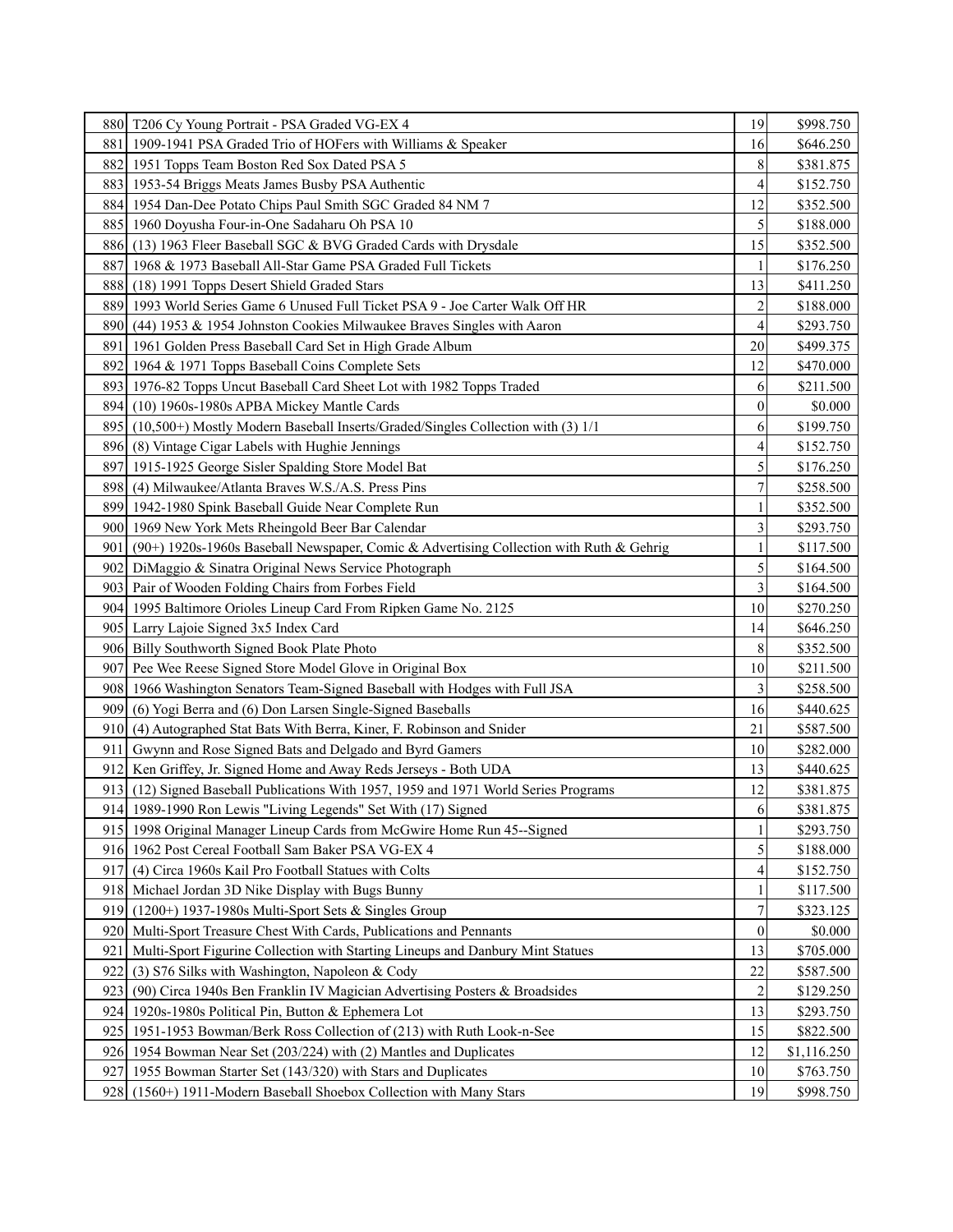| 880 | T206 Cy Young Portrait - PSA Graded VG-EX 4 | 19 | $998.750 |
|---|---|---|---|
| 881 | 1909-1941 PSA Graded Trio of HOFers with Williams & Speaker | 16 | $646.250 |
| 882 | 1951 Topps Team Boston Red Sox Dated PSA 5 | 8 | $381.875 |
| 883 | 1953-54 Briggs Meats James Busby PSA Authentic | 4 | $152.750 |
| 884 | 1954 Dan-Dee Potato Chips Paul Smith SGC Graded 84 NM 7 | 12 | $352.500 |
| 885 | 1960 Doyusha Four-in-One Sadaharu Oh PSA 10 | 5 | $188.000 |
| 886 | (13) 1963 Fleer Baseball SGC & BVG Graded Cards with Drysdale | 15 | $352.500 |
| 887 | 1968 & 1973 Baseball All-Star Game PSA Graded Full Tickets | 1 | $176.250 |
| 888 | (18) 1991 Topps Desert Shield Graded Stars | 13 | $411.250 |
| 889 | 1993 World Series Game 6 Unused Full Ticket PSA 9 - Joe Carter Walk Off HR | 2 | $188.000 |
| 890 | (44) 1953 & 1954 Johnston Cookies Milwaukee Braves Singles with Aaron | 4 | $293.750 |
| 891 | 1961 Golden Press Baseball Card Set in High Grade Album | 20 | $499.375 |
| 892 | 1964 & 1971 Topps Baseball Coins Complete Sets | 12 | $470.000 |
| 893 | 1976-82 Topps Uncut Baseball Card Sheet Lot with 1982 Topps Traded | 6 | $211.500 |
| 894 | (10) 1960s-1980s APBA Mickey Mantle Cards | 0 | $0.000 |
| 895 | (10,500+) Mostly Modern Baseball Inserts/Graded/Singles Collection with (3) 1/1 | 6 | $199.750 |
| 896 | (8) Vintage Cigar Labels with Hughie Jennings | 4 | $152.750 |
| 897 | 1915-1925 George Sisler Spalding Store Model Bat | 5 | $176.250 |
| 898 | (4) Milwaukee/Atlanta Braves W.S./A.S. Press Pins | 7 | $258.500 |
| 899 | 1942-1980 Spink Baseball Guide Near Complete Run | 1 | $352.500 |
| 900 | 1969 New York Mets Rheingold Beer Bar Calendar | 3 | $293.750 |
| 901 | (90+) 1920s-1960s Baseball Newspaper, Comic & Advertising Collection with Ruth & Gehrig | 1 | $117.500 |
| 902 | DiMaggio & Sinatra Original News Service Photograph | 5 | $164.500 |
| 903 | Pair of Wooden Folding Chairs from Forbes Field | 3 | $164.500 |
| 904 | 1995 Baltimore Orioles Lineup Card From Ripken Game No. 2125 | 10 | $270.250 |
| 905 | Larry Lajoie Signed 3x5 Index Card | 14 | $646.250 |
| 906 | Billy Southworth Signed Book Plate Photo | 8 | $352.500 |
| 907 | Pee Wee Reese Signed Store Model Glove in Original Box | 10 | $211.500 |
| 908 | 1966 Washington Senators Team-Signed Baseball with Hodges with Full JSA | 3 | $258.500 |
| 909 | (6) Yogi Berra and (6) Don Larsen Single-Signed Baseballs | 16 | $440.625 |
| 910 | (4) Autographed Stat Bats With Berra, Kiner, F. Robinson and Snider | 21 | $587.500 |
| 911 | Gwynn and Rose Signed Bats and Delgado and Byrd Gamers | 10 | $282.000 |
| 912 | Ken Griffey, Jr. Signed Home and Away Reds Jerseys - Both UDA | 13 | $440.625 |
| 913 | (12) Signed Baseball Publications With 1957, 1959 and 1971 World Series Programs | 12 | $381.875 |
| 914 | 1989-1990 Ron Lewis "Living Legends" Set With (17) Signed | 6 | $381.875 |
| 915 | 1998 Original Manager Lineup Cards from McGwire Home Run 45--Signed | 1 | $293.750 |
| 916 | 1962 Post Cereal Football Sam Baker PSA VG-EX 4 | 5 | $188.000 |
| 917 | (4) Circa 1960s Kail Pro Football Statues with Colts | 4 | $152.750 |
| 918 | Michael Jordan 3D Nike Display with Bugs Bunny | 1 | $117.500 |
| 919 | (1200+) 1937-1980s Multi-Sport Sets & Singles Group | 7 | $323.125 |
| 920 | Multi-Sport Treasure Chest With Cards, Publications and Pennants | 0 | $0.000 |
| 921 | Multi-Sport Figurine Collection with Starting Lineups and Danbury Mint Statues | 13 | $705.000 |
| 922 | (3) S76 Silks with Washington, Napoleon & Cody | 22 | $587.500 |
| 923 | (90) Circa 1940s Ben Franklin IV Magician Advertising Posters & Broadsides | 2 | $129.250 |
| 924 | 1920s-1980s Political Pin, Button & Ephemera Lot | 13 | $293.750 |
| 925 | 1951-1953 Bowman/Berk Ross Collection of (213) with Ruth Look-n-See | 15 | $822.500 |
| 926 | 1954 Bowman Near Set (203/224) with (2) Mantles and Duplicates | 12 | $1,116.250 |
| 927 | 1955 Bowman Starter Set (143/320) with Stars and Duplicates | 10 | $763.750 |
| 928 | (1560+) 1911-Modern Baseball Shoebox Collection with Many Stars | 19 | $998.750 |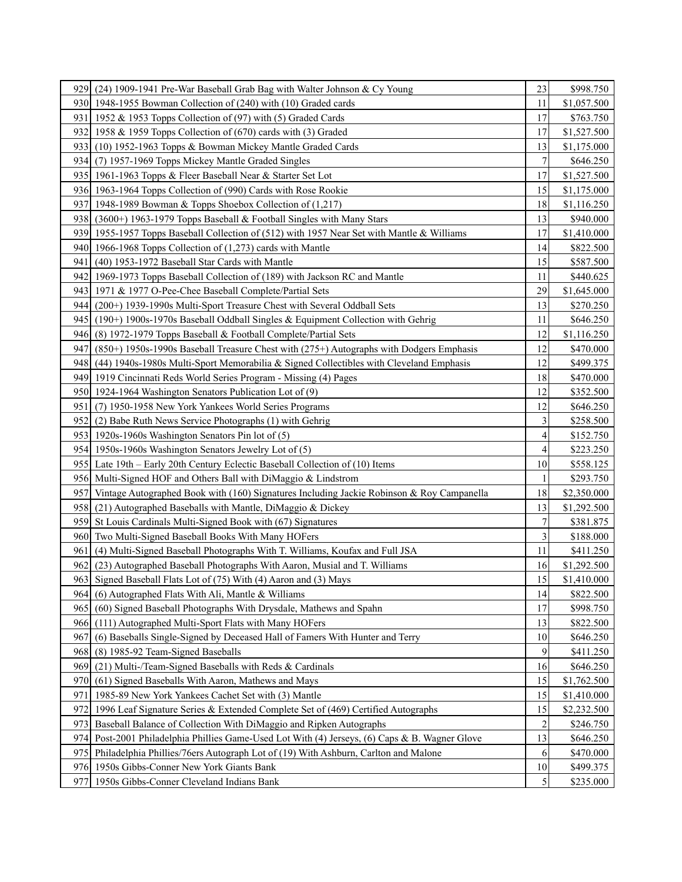| | | | |
|---|---|---|---|
| 929 | (24) 1909-1941 Pre-War Baseball Grab Bag with Walter Johnson & Cy Young | 23 | \$998.750 |
| 930 | 1948-1955 Bowman Collection of (240) with (10) Graded cards | 11 | \$1,057.500 |
| 931 | 1952 & 1953 Topps Collection of (97) with (5) Graded Cards | 17 | \$763.750 |
| 932 | 1958 & 1959 Topps Collection of (670) cards with (3) Graded | 17 | \$1,527.500 |
| 933 | (10) 1952-1963 Topps & Bowman Mickey Mantle Graded Cards | 13 | \$1,175.000 |
| 934 | (7) 1957-1969 Topps Mickey Mantle Graded Singles | 7 | \$646.250 |
| 935 | 1961-1963 Topps & Fleer Baseball Near & Starter Set Lot | 17 | \$1,527.500 |
| 936 | 1963-1964 Topps Collection of (990) Cards with Rose Rookie | 15 | \$1,175.000 |
| 937 | 1948-1989 Bowman & Topps Shoebox Collection of (1,217) | 18 | \$1,116.250 |
| 938 | (3600+) 1963-1979 Topps Baseball & Football Singles with Many Stars | 13 | \$940.000 |
| 939 | 1955-1957 Topps Baseball Collection of (512) with 1957 Near Set with Mantle & Williams | 17 | \$1,410.000 |
| 940 | 1966-1968 Topps Collection of (1,273) cards with Mantle | 14 | \$822.500 |
| 941 | (40) 1953-1972 Baseball Star Cards with Mantle | 15 | \$587.500 |
| 942 | 1969-1973 Topps Baseball Collection of (189) with Jackson RC and Mantle | 11 | \$440.625 |
| 943 | 1971 & 1977 O-Pee-Chee Baseball Complete/Partial Sets | 29 | \$1,645.000 |
| 944 | (200+) 1939-1990s Multi-Sport Treasure Chest with Several Oddball Sets | 13 | \$270.250 |
| 945 | (190+) 1900s-1970s Baseball Oddball Singles & Equipment Collection with Gehrig | 11 | \$646.250 |
| 946 | (8) 1972-1979 Topps Baseball & Football Complete/Partial Sets | 12 | \$1,116.250 |
| 947 | (850+) 1950s-1990s Baseball Treasure Chest with (275+) Autographs with Dodgers Emphasis | 12 | \$470.000 |
| 948 | (44) 1940s-1980s Multi-Sport Memorabilia & Signed Collectibles with Cleveland Emphasis | 12 | \$499.375 |
| 949 | 1919 Cincinnati Reds World Series Program - Missing (4) Pages | 18 | \$470.000 |
| 950 | 1924-1964 Washington Senators Publication Lot of (9) | 12 | \$352.500 |
| 951 | (7) 1950-1958 New York Yankees World Series Programs | 12 | \$646.250 |
| 952 | (2) Babe Ruth News Service Photographs (1) with Gehrig | 3 | \$258.500 |
| 953 | 1920s-1960s Washington Senators Pin lot of (5) | 4 | \$152.750 |
| 954 | 1950s-1960s Washington Senators Jewelry Lot of (5) | 4 | \$223.250 |
| 955 | Late 19th – Early 20th Century Eclectic Baseball Collection of (10) Items | 10 | \$558.125 |
| 956 | Multi-Signed HOF and Others Ball with DiMaggio & Lindstrom | 1 | \$293.750 |
| 957 | Vintage Autographed Book with (160) Signatures Including Jackie Robinson & Roy Campanella | 18 | \$2,350.000 |
| 958 | (21) Autographed Baseballs with Mantle, DiMaggio & Dickey | 13 | \$1,292.500 |
| 959 | St Louis Cardinals Multi-Signed Book with (67) Signatures | 7 | \$381.875 |
| 960 | Two Multi-Signed Baseball Books With Many HOFers | 3 | \$188.000 |
| 961 | (4) Multi-Signed Baseball Photographs With T. Williams, Koufax and Full JSA | 11 | \$411.250 |
| 962 | (23) Autographed Baseball Photographs With Aaron, Musial and T. Williams | 16 | \$1,292.500 |
| 963 | Signed Baseball Flats Lot of (75) With (4) Aaron and (3) Mays | 15 | \$1,410.000 |
| 964 | (6) Autographed Flats With Ali, Mantle & Williams | 14 | \$822.500 |
| 965 | (60) Signed Baseball Photographs With Drysdale, Mathews and Spahn | 17 | \$998.750 |
| 966 | (111) Autographed Multi-Sport Flats with Many HOFers | 13 | \$822.500 |
| 967 | (6) Baseballs Single-Signed by Deceased Hall of Famers With Hunter and Terry | 10 | \$646.250 |
| 968 | (8) 1985-92 Team-Signed Baseballs | 9 | \$411.250 |
| 969 | (21) Multi-/Team-Signed Baseballs with Reds & Cardinals | 16 | \$646.250 |
| 970 | (61) Signed Baseballs With Aaron, Mathews and Mays | 15 | \$1,762.500 |
| 971 | 1985-89 New York Yankees Cachet Set with (3) Mantle | 15 | \$1,410.000 |
| 972 | 1996 Leaf Signature Series & Extended Complete Set of (469) Certified Autographs | 15 | \$2,232.500 |
| 973 | Baseball Balance of Collection With DiMaggio and Ripken Autographs | 2 | \$246.750 |
| 974 | Post-2001 Philadelphia Phillies Game-Used Lot With (4) Jerseys, (6) Caps & B. Wagner Glove | 13 | \$646.250 |
| 975 | Philadelphia Phillies/76ers Autograph Lot of (19) With Ashburn, Carlton and Malone | 6 | \$470.000 |
| 976 | 1950s Gibbs-Conner New York Giants Bank | 10 | \$499.375 |
| 977 | 1950s Gibbs-Conner Cleveland Indians Bank | 5 | \$235.000 |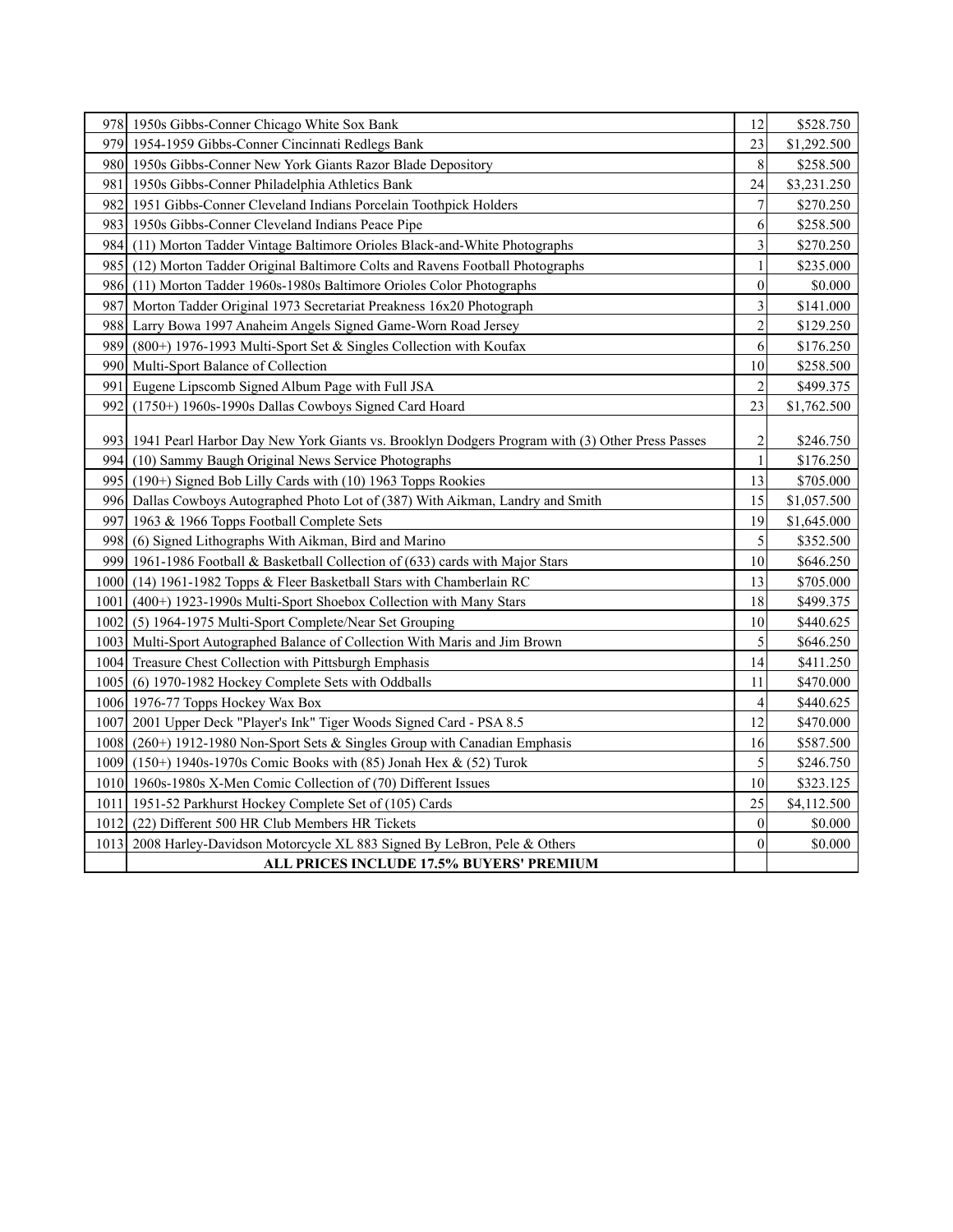| | | | |
|---|---|---|---|
| 978 | 1950s Gibbs-Conner Chicago White Sox Bank | 12 | $528.750 |
| 979 | 1954-1959 Gibbs-Conner Cincinnati Redlegs Bank | 23 | $1,292.500 |
| 980 | 1950s Gibbs-Conner New York Giants Razor Blade Depository | 8 | $258.500 |
| 981 | 1950s Gibbs-Conner Philadelphia Athletics Bank | 24 | $3,231.250 |
| 982 | 1951 Gibbs-Conner Cleveland Indians Porcelain Toothpick Holders | 7 | $270.250 |
| 983 | 1950s Gibbs-Conner Cleveland Indians Peace Pipe | 6 | $258.500 |
| 984 | (11) Morton Tadder Vintage Baltimore Orioles Black-and-White Photographs | 3 | $270.250 |
| 985 | (12) Morton Tadder Original Baltimore Colts and Ravens Football Photographs | 1 | $235.000 |
| 986 | (11) Morton Tadder 1960s-1980s Baltimore Orioles Color Photographs | 0 | $0.000 |
| 987 | Morton Tadder Original 1973 Secretariat Preakness 16x20 Photograph | 3 | $141.000 |
| 988 | Larry Bowa 1997 Anaheim Angels Signed Game-Worn Road Jersey | 2 | $129.250 |
| 989 | (800+) 1976-1993 Multi-Sport Set & Singles Collection with Koufax | 6 | $176.250 |
| 990 | Multi-Sport Balance of Collection | 10 | $258.500 |
| 991 | Eugene Lipscomb Signed Album Page with Full JSA | 2 | $499.375 |
| 992 | (1750+) 1960s-1990s Dallas Cowboys Signed Card Hoard | 23 | $1,762.500 |
| 993 | 1941 Pearl Harbor Day New York Giants vs. Brooklyn Dodgers Program with (3) Other Press Passes | 2 | $246.750 |
| 994 | (10) Sammy Baugh Original News Service Photographs | 1 | $176.250 |
| 995 | (190+) Signed Bob Lilly Cards with (10) 1963 Topps Rookies | 13 | $705.000 |
| 996 | Dallas Cowboys Autographed Photo Lot of (387) With Aikman, Landry and Smith | 15 | $1,057.500 |
| 997 | 1963 & 1966 Topps Football Complete Sets | 19 | $1,645.000 |
| 998 | (6) Signed Lithographs With Aikman, Bird and Marino | 5 | $352.500 |
| 999 | 1961-1986 Football & Basketball Collection of (633) cards with Major Stars | 10 | $646.250 |
| 1000 | (14) 1961-1982 Topps & Fleer Basketball Stars with Chamberlain RC | 13 | $705.000 |
| 1001 | (400+) 1923-1990s Multi-Sport Shoebox Collection with Many Stars | 18 | $499.375 |
| 1002 | (5) 1964-1975 Multi-Sport Complete/Near Set Grouping | 10 | $440.625 |
| 1003 | Multi-Sport Autographed Balance of Collection With Maris and Jim Brown | 5 | $646.250 |
| 1004 | Treasure Chest Collection with Pittsburgh Emphasis | 14 | $411.250 |
| 1005 | (6) 1970-1982 Hockey Complete Sets with Oddballs | 11 | $470.000 |
| 1006 | 1976-77 Topps Hockey Wax Box | 4 | $440.625 |
| 1007 | 2001 Upper Deck "Player's Ink" Tiger Woods Signed Card - PSA 8.5 | 12 | $470.000 |
| 1008 | (260+) 1912-1980 Non-Sport Sets & Singles Group with Canadian Emphasis | 16 | $587.500 |
| 1009 | (150+) 1940s-1970s Comic Books with (85) Jonah Hex & (52) Turok | 5 | $246.750 |
| 1010 | 1960s-1980s X-Men Comic Collection of (70) Different Issues | 10 | $323.125 |
| 1011 | 1951-52 Parkhurst Hockey Complete Set of (105) Cards | 25 | $4,112.500 |
| 1012 | (22) Different 500 HR Club Members HR Tickets | 0 | $0.000 |
| 1013 | 2008 Harley-Davidson Motorcycle XL 883 Signed By LeBron, Pele & Others | 0 | $0.000 |
| | **ALL PRICES INCLUDE 17.5% BUYERS' PREMIUM** | | |